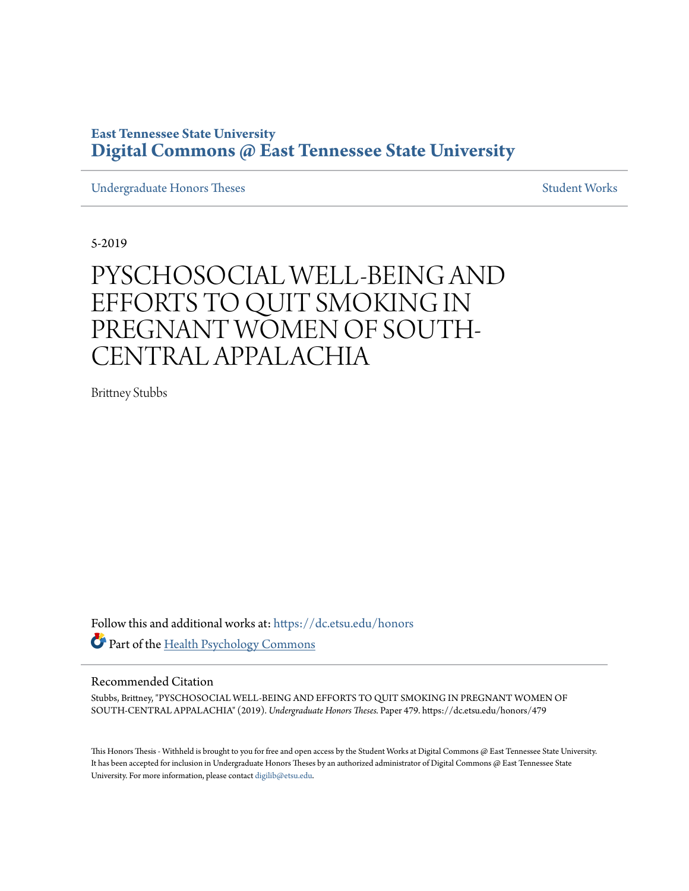East Tennessee State University

# Digital Commons @ East Tennessee State University

Undergraduate Honors Theses | Student Works

5-2019

# PYSCHOSOCIAL WELL-BEING AND EFFORTS TO QUIT SMOKING IN PREGNANT WOMEN OF SOUTH-CENTRAL APPALACHIA

Brittney Stubbs

Follow this and additional works at: https://dc.etsu.edu/honors

Part of the Health Psychology Commons

## Recommended Citation

Stubbs, Brittney, "PYSCHOSOCIAL WELL-BEING AND EFFORTS TO QUIT SMOKING IN PREGNANT WOMEN OF SOUTH-CENTRAL APPALACHIA" (2019). *Undergraduate Honors Theses.* Paper 479. https://dc.etsu.edu/honors/479

This Honors Thesis - Withheld is brought to you for free and open access by the Student Works at Digital Commons @ East Tennessee State University. It has been accepted for inclusion in Undergraduate Honors Theses by an authorized administrator of Digital Commons @ East Tennessee State University. For more information, please contact digilib@etsu.edu.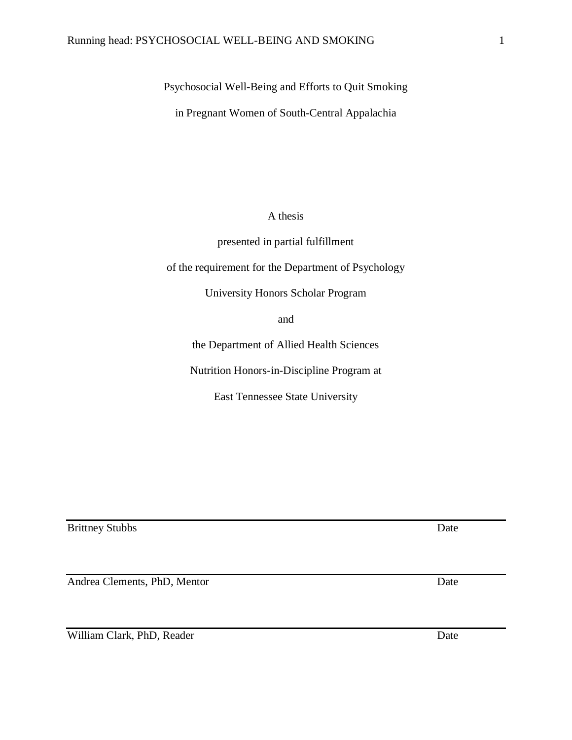Psychosocial Well-Being and Efforts to Quit Smoking

in Pregnant Women of South-Central Appalachia

A thesis

presented in partial fulfillment

of the requirement for the Department of Psychology

University Honors Scholar Program

and

the Department of Allied Health Sciences

Nutrition Honors-in-Discipline Program at

East Tennessee State University

Brittney Stubbs Date

Andrea Clements, PhD, Mentor Date

William Clark, PhD, Reader Date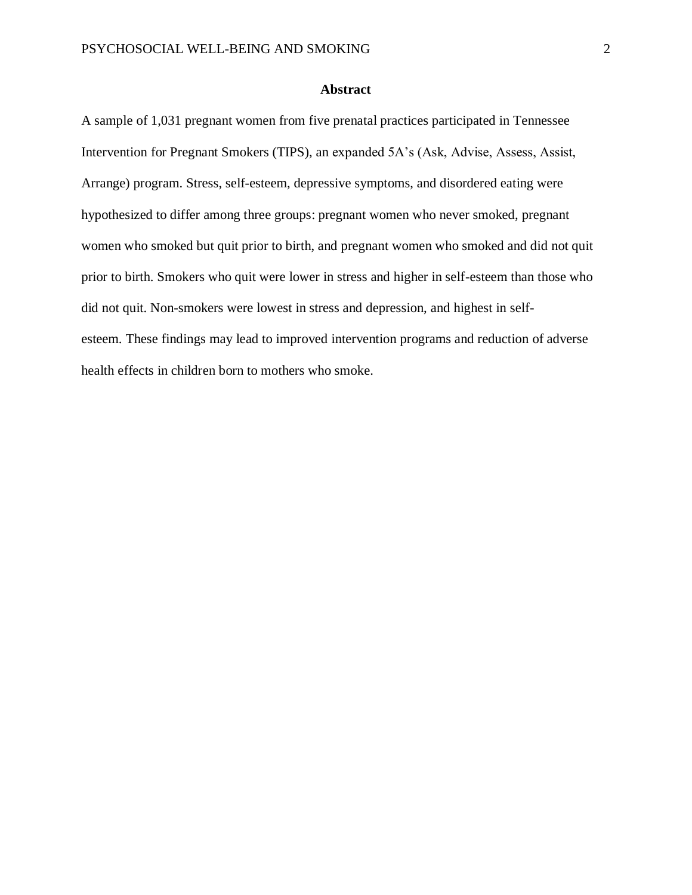## Abstract

A sample of 1,031 pregnant women from five prenatal practices participated in Tennessee Intervention for Pregnant Smokers (TIPS), an expanded 5A's (Ask, Advise, Assess, Assist, Arrange) program. Stress, self-esteem, depressive symptoms, and disordered eating were hypothesized to differ among three groups: pregnant women who never smoked, pregnant women who smoked but quit prior to birth, and pregnant women who smoked and did not quit prior to birth. Smokers who quit were lower in stress and higher in self-esteem than those who did not quit. Non-smokers were lowest in stress and depression, and highest in self-esteem. These findings may lead to improved intervention programs and reduction of adverse health effects in children born to mothers who smoke.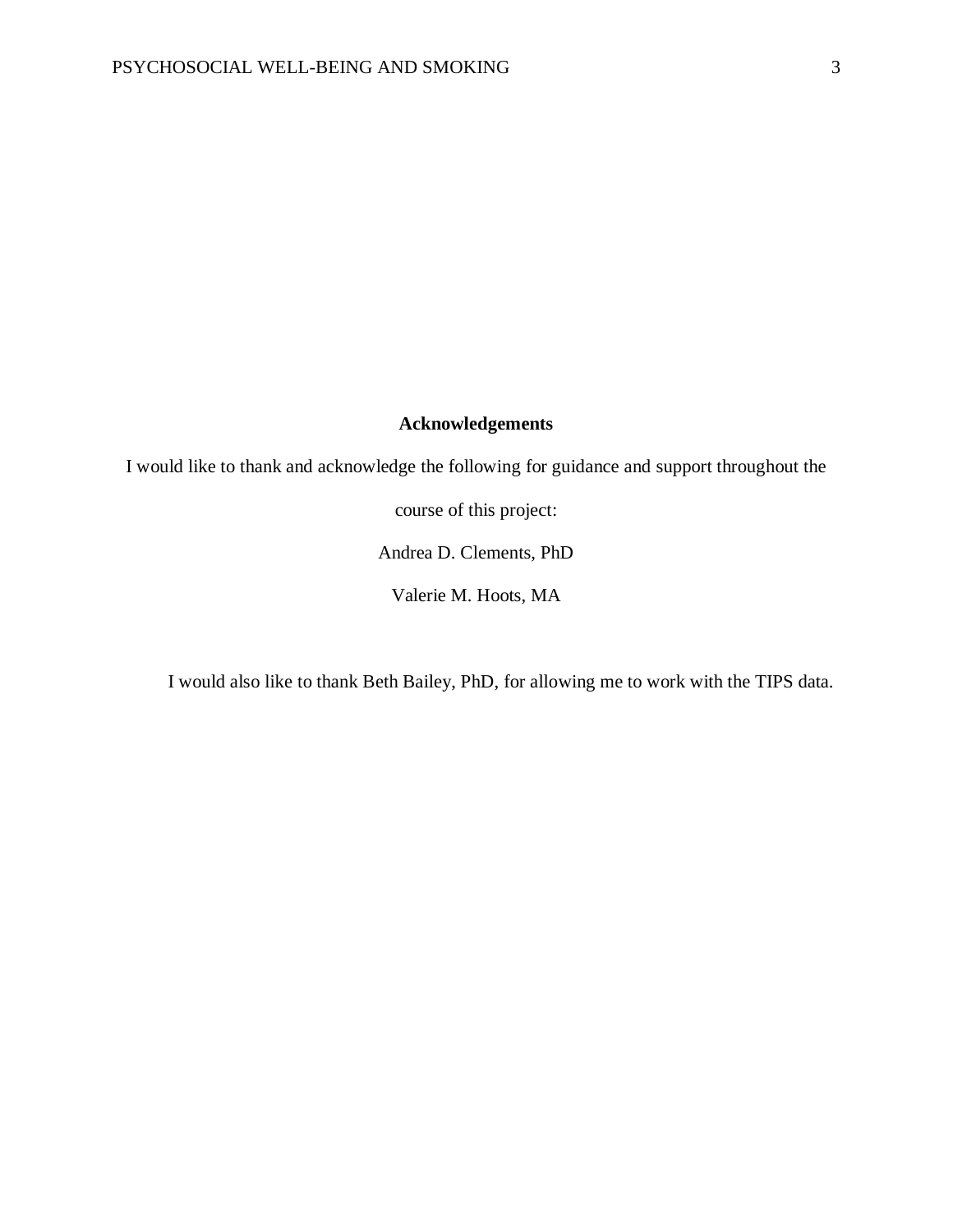**Acknowledgements**

I would like to thank and acknowledge the following for guidance and support throughout the course of this project:

Andrea D. Clements, PhD

Valerie M. Hoots, MA

I would also like to thank Beth Bailey, PhD, for allowing me to work with the TIPS data.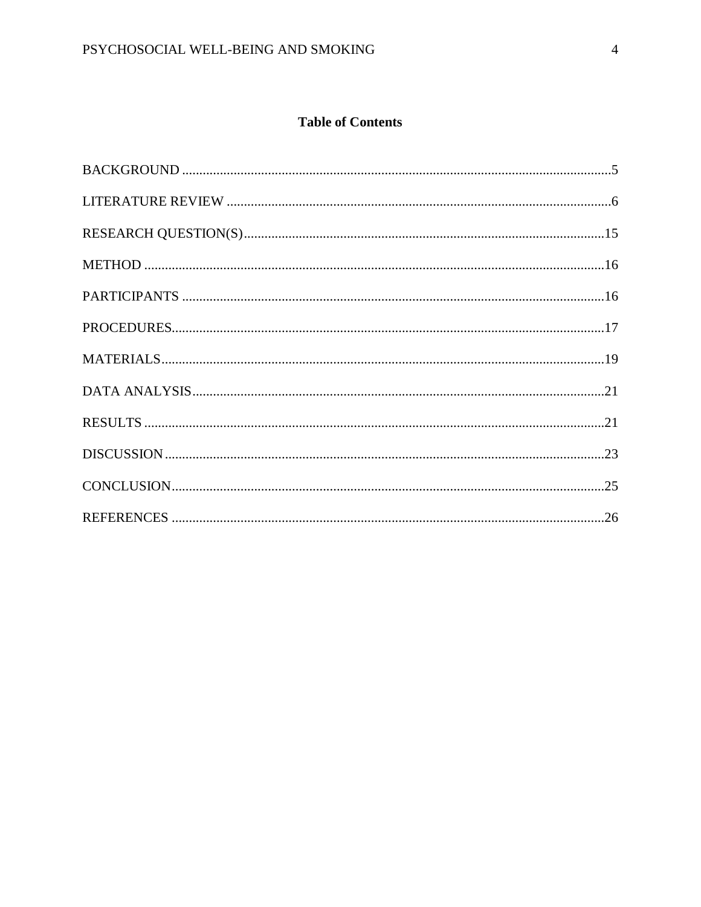## Table of Contents

BACKGROUND ..........................................................................................................................5

LITERATURE REVIEW ............................................................................................................6

RESEARCH QUESTION(S).......................................................................................................15

METHOD ....................................................................................................................................16

PARTICIPANTS .........................................................................................................................16

PROCEDURES............................................................................................................................17

MATERIALS...............................................................................................................................19

DATA ANALYSIS......................................................................................................................21

RESULTS ....................................................................................................................................21

DISCUSSION..............................................................................................................................23

CONCLUSION............................................................................................................................25

REFERENCES ............................................................................................................................26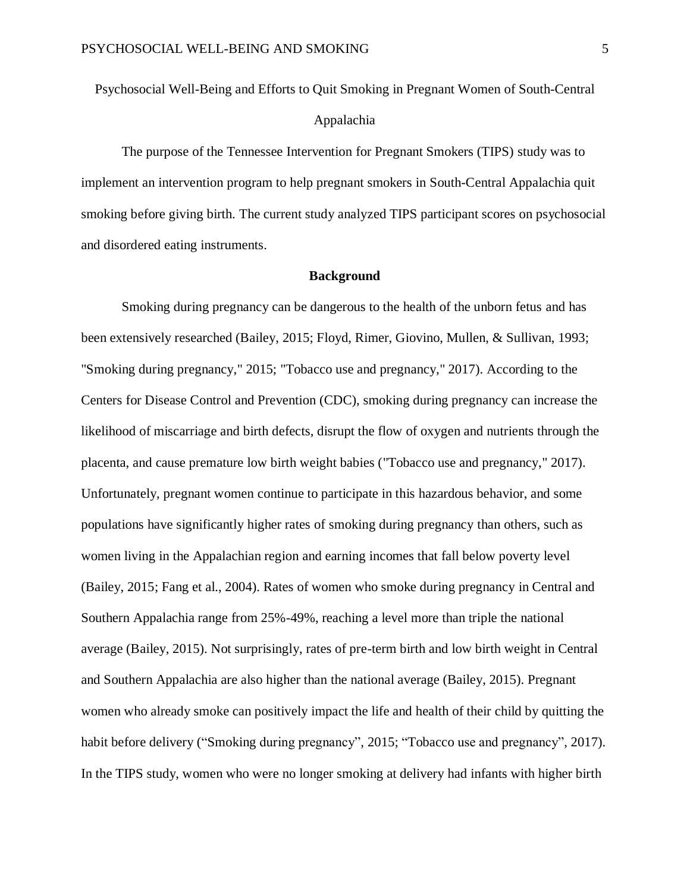# Psychosocial Well-Being and Efforts to Quit Smoking in Pregnant Women of South-Central Appalachia

The purpose of the Tennessee Intervention for Pregnant Smokers (TIPS) study was to implement an intervention program to help pregnant smokers in South-Central Appalachia quit smoking before giving birth. The current study analyzed TIPS participant scores on psychosocial and disordered eating instruments.

## Background

Smoking during pregnancy can be dangerous to the health of the unborn fetus and has been extensively researched (Bailey, 2015; Floyd, Rimer, Giovino, Mullen, & Sullivan, 1993; "Smoking during pregnancy," 2015; "Tobacco use and pregnancy," 2017). According to the Centers for Disease Control and Prevention (CDC), smoking during pregnancy can increase the likelihood of miscarriage and birth defects, disrupt the flow of oxygen and nutrients through the placenta, and cause premature low birth weight babies ("Tobacco use and pregnancy," 2017). Unfortunately, pregnant women continue to participate in this hazardous behavior, and some populations have significantly higher rates of smoking during pregnancy than others, such as women living in the Appalachian region and earning incomes that fall below poverty level (Bailey, 2015; Fang et al., 2004). Rates of women who smoke during pregnancy in Central and Southern Appalachia range from 25%-49%, reaching a level more than triple the national average (Bailey, 2015). Not surprisingly, rates of pre-term birth and low birth weight in Central and Southern Appalachia are also higher than the national average (Bailey, 2015). Pregnant women who already smoke can positively impact the life and health of their child by quitting the habit before delivery ("Smoking during pregnancy", 2015; "Tobacco use and pregnancy", 2017). In the TIPS study, women who were no longer smoking at delivery had infants with higher birth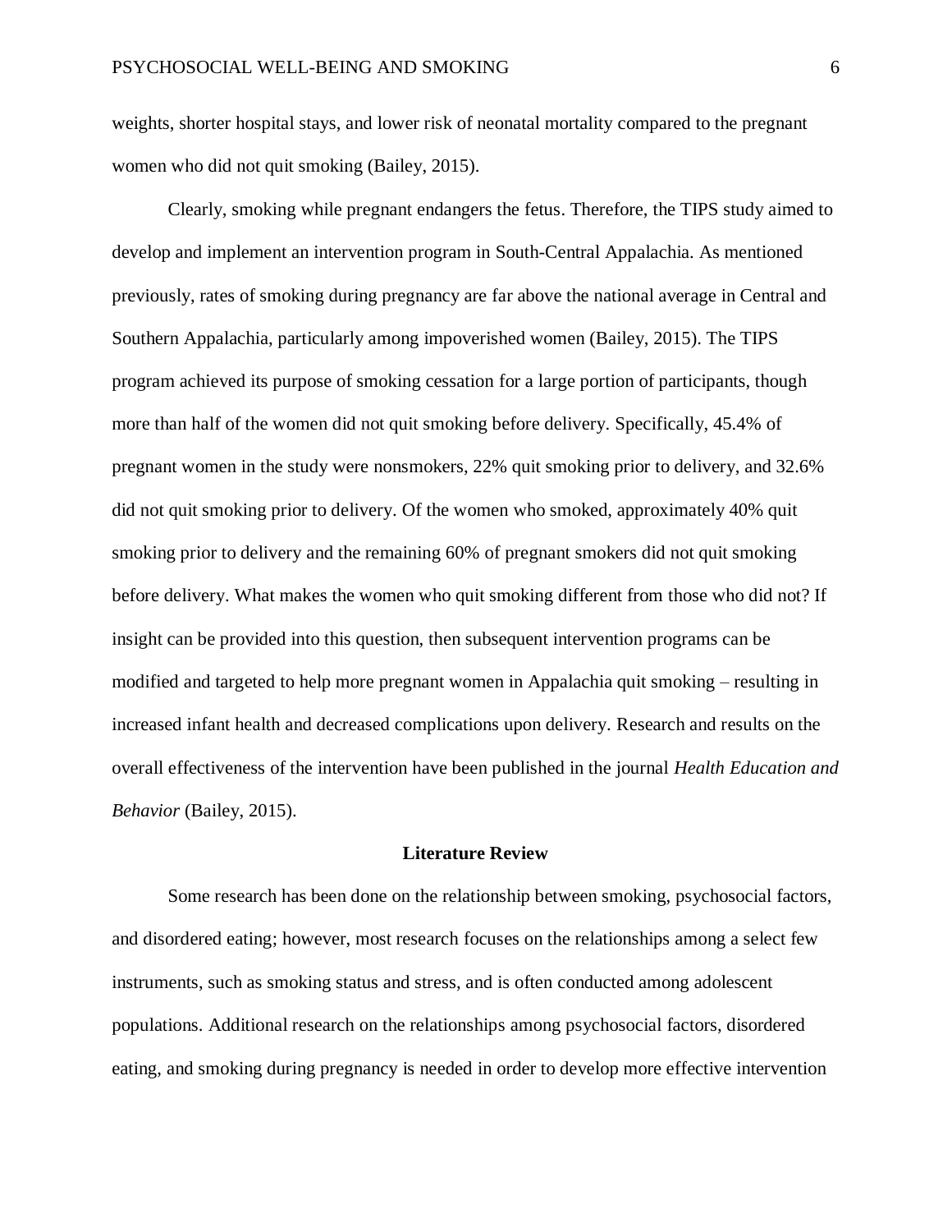weights, shorter hospital stays, and lower risk of neonatal mortality compared to the pregnant women who did not quit smoking (Bailey, 2015).

Clearly, smoking while pregnant endangers the fetus. Therefore, the TIPS study aimed to develop and implement an intervention program in South-Central Appalachia. As mentioned previously, rates of smoking during pregnancy are far above the national average in Central and Southern Appalachia, particularly among impoverished women (Bailey, 2015). The TIPS program achieved its purpose of smoking cessation for a large portion of participants, though more than half of the women did not quit smoking before delivery. Specifically, 45.4% of pregnant women in the study were nonsmokers, 22% quit smoking prior to delivery, and 32.6% did not quit smoking prior to delivery. Of the women who smoked, approximately 40% quit smoking prior to delivery and the remaining 60% of pregnant smokers did not quit smoking before delivery. What makes the women who quit smoking different from those who did not? If insight can be provided into this question, then subsequent intervention programs can be modified and targeted to help more pregnant women in Appalachia quit smoking – resulting in increased infant health and decreased complications upon delivery. Research and results on the overall effectiveness of the intervention have been published in the journal *Health Education and Behavior* (Bailey, 2015).

## Literature Review

Some research has been done on the relationship between smoking, psychosocial factors, and disordered eating; however, most research focuses on the relationships among a select few instruments, such as smoking status and stress, and is often conducted among adolescent populations. Additional research on the relationships among psychosocial factors, disordered eating, and smoking during pregnancy is needed in order to develop more effective intervention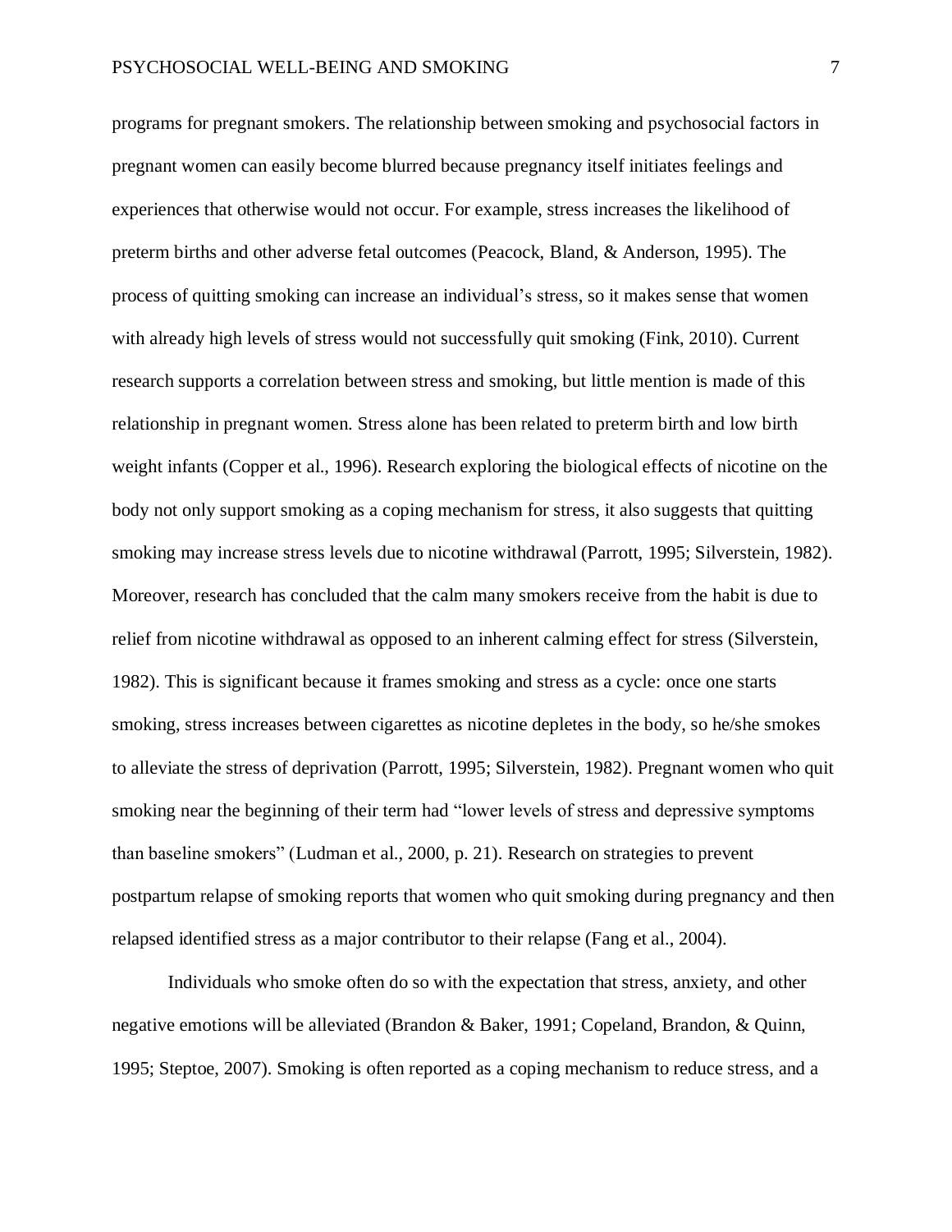programs for pregnant smokers. The relationship between smoking and psychosocial factors in pregnant women can easily become blurred because pregnancy itself initiates feelings and experiences that otherwise would not occur. For example, stress increases the likelihood of preterm births and other adverse fetal outcomes (Peacock, Bland, & Anderson, 1995). The process of quitting smoking can increase an individual's stress, so it makes sense that women with already high levels of stress would not successfully quit smoking (Fink, 2010). Current research supports a correlation between stress and smoking, but little mention is made of this relationship in pregnant women. Stress alone has been related to preterm birth and low birth weight infants (Copper et al., 1996). Research exploring the biological effects of nicotine on the body not only support smoking as a coping mechanism for stress, it also suggests that quitting smoking may increase stress levels due to nicotine withdrawal (Parrott, 1995; Silverstein, 1982). Moreover, research has concluded that the calm many smokers receive from the habit is due to relief from nicotine withdrawal as opposed to an inherent calming effect for stress (Silverstein, 1982). This is significant because it frames smoking and stress as a cycle: once one starts smoking, stress increases between cigarettes as nicotine depletes in the body, so he/she smokes to alleviate the stress of deprivation (Parrott, 1995; Silverstein, 1982). Pregnant women who quit smoking near the beginning of their term had "lower levels of stress and depressive symptoms than baseline smokers" (Ludman et al., 2000, p. 21). Research on strategies to prevent postpartum relapse of smoking reports that women who quit smoking during pregnancy and then relapsed identified stress as a major contributor to their relapse (Fang et al., 2004).

Individuals who smoke often do so with the expectation that stress, anxiety, and other negative emotions will be alleviated (Brandon & Baker, 1991; Copeland, Brandon, & Quinn, 1995; Steptoe, 2007). Smoking is often reported as a coping mechanism to reduce stress, and a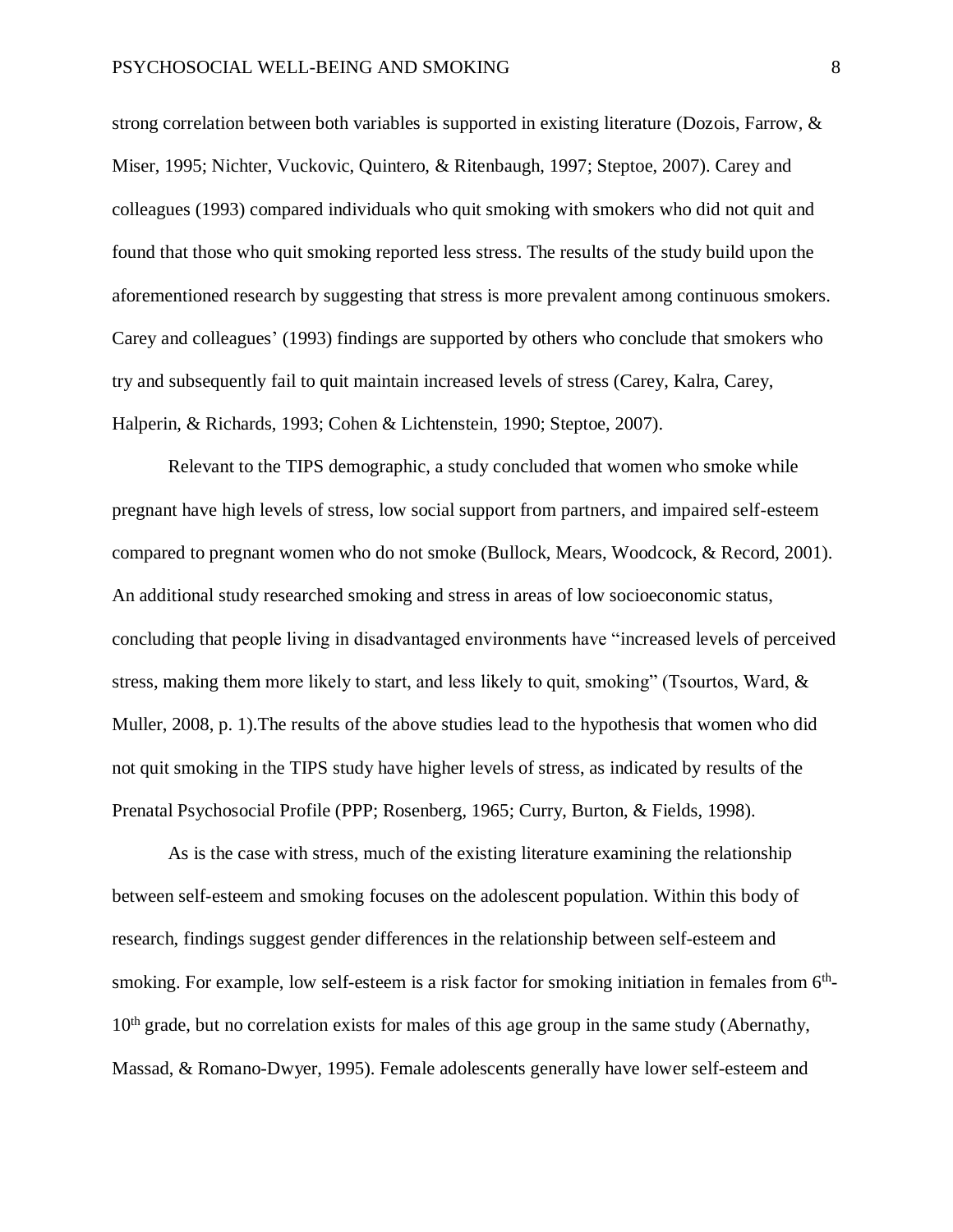strong correlation between both variables is supported in existing literature (Dozois, Farrow, & Miser, 1995; Nichter, Vuckovic, Quintero, & Ritenbaugh, 1997; Steptoe, 2007). Carey and colleagues (1993) compared individuals who quit smoking with smokers who did not quit and found that those who quit smoking reported less stress. The results of the study build upon the aforementioned research by suggesting that stress is more prevalent among continuous smokers. Carey and colleagues' (1993) findings are supported by others who conclude that smokers who try and subsequently fail to quit maintain increased levels of stress (Carey, Kalra, Carey, Halperin, & Richards, 1993; Cohen & Lichtenstein, 1990; Steptoe, 2007).

Relevant to the TIPS demographic, a study concluded that women who smoke while pregnant have high levels of stress, low social support from partners, and impaired self-esteem compared to pregnant women who do not smoke (Bullock, Mears, Woodcock, & Record, 2001). An additional study researched smoking and stress in areas of low socioeconomic status, concluding that people living in disadvantaged environments have "increased levels of perceived stress, making them more likely to start, and less likely to quit, smoking" (Tsourtos, Ward, & Muller, 2008, p. 1).The results of the above studies lead to the hypothesis that women who did not quit smoking in the TIPS study have higher levels of stress, as indicated by results of the Prenatal Psychosocial Profile (PPP; Rosenberg, 1965; Curry, Burton, & Fields, 1998).

As is the case with stress, much of the existing literature examining the relationship between self-esteem and smoking focuses on the adolescent population. Within this body of research, findings suggest gender differences in the relationship between self-esteem and smoking. For example, low self-esteem is a risk factor for smoking initiation in females from 6th-10th grade, but no correlation exists for males of this age group in the same study (Abernathy, Massad, & Romano-Dwyer, 1995). Female adolescents generally have lower self-esteem and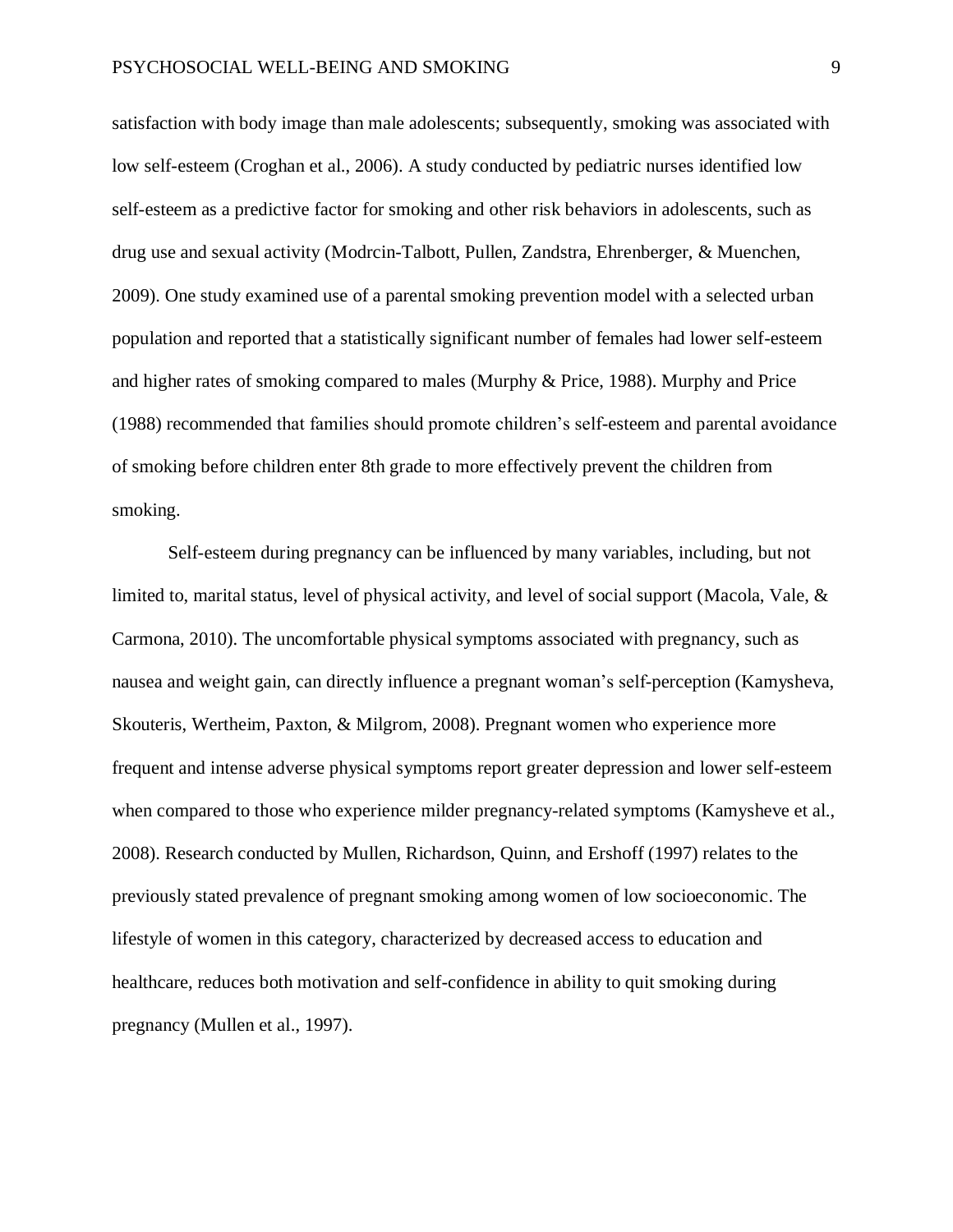satisfaction with body image than male adolescents; subsequently, smoking was associated with low self-esteem (Croghan et al., 2006). A study conducted by pediatric nurses identified low self-esteem as a predictive factor for smoking and other risk behaviors in adolescents, such as drug use and sexual activity (Modrcin-Talbott, Pullen, Zandstra, Ehrenberger, & Muenchen, 2009). One study examined use of a parental smoking prevention model with a selected urban population and reported that a statistically significant number of females had lower self-esteem and higher rates of smoking compared to males (Murphy & Price, 1988). Murphy and Price (1988) recommended that families should promote children's self-esteem and parental avoidance of smoking before children enter 8th grade to more effectively prevent the children from smoking.

Self-esteem during pregnancy can be influenced by many variables, including, but not limited to, marital status, level of physical activity, and level of social support (Macola, Vale, & Carmona, 2010). The uncomfortable physical symptoms associated with pregnancy, such as nausea and weight gain, can directly influence a pregnant woman's self-perception (Kamysheva, Skouteris, Wertheim, Paxton, & Milgrom, 2008). Pregnant women who experience more frequent and intense adverse physical symptoms report greater depression and lower self-esteem when compared to those who experience milder pregnancy-related symptoms (Kamysheve et al., 2008). Research conducted by Mullen, Richardson, Quinn, and Ershoff (1997) relates to the previously stated prevalence of pregnant smoking among women of low socioeconomic. The lifestyle of women in this category, characterized by decreased access to education and healthcare, reduces both motivation and self-confidence in ability to quit smoking during pregnancy (Mullen et al., 1997).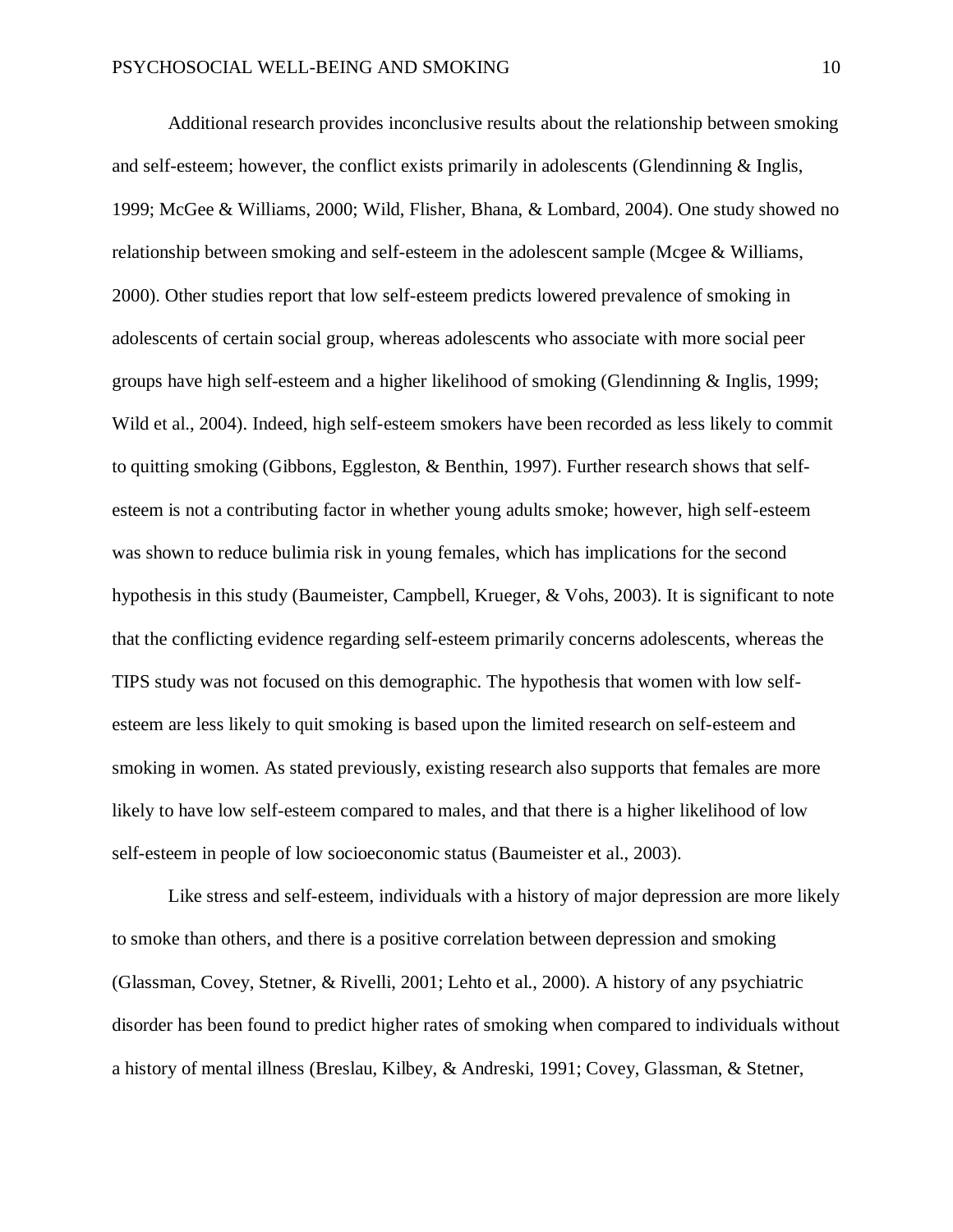Additional research provides inconclusive results about the relationship between smoking and self-esteem; however, the conflict exists primarily in adolescents (Glendinning & Inglis, 1999; McGee & Williams, 2000; Wild, Flisher, Bhana, & Lombard, 2004). One study showed no relationship between smoking and self-esteem in the adolescent sample (Mcgee & Williams, 2000). Other studies report that low self-esteem predicts lowered prevalence of smoking in adolescents of certain social group, whereas adolescents who associate with more social peer groups have high self-esteem and a higher likelihood of smoking (Glendinning & Inglis, 1999; Wild et al., 2004). Indeed, high self-esteem smokers have been recorded as less likely to commit to quitting smoking (Gibbons, Eggleston, & Benthin, 1997). Further research shows that self-esteem is not a contributing factor in whether young adults smoke; however, high self-esteem was shown to reduce bulimia risk in young females, which has implications for the second hypothesis in this study (Baumeister, Campbell, Krueger, & Vohs, 2003). It is significant to note that the conflicting evidence regarding self-esteem primarily concerns adolescents, whereas the TIPS study was not focused on this demographic. The hypothesis that women with low self-esteem are less likely to quit smoking is based upon the limited research on self-esteem and smoking in women. As stated previously, existing research also supports that females are more likely to have low self-esteem compared to males, and that there is a higher likelihood of low self-esteem in people of low socioeconomic status (Baumeister et al., 2003).

Like stress and self-esteem, individuals with a history of major depression are more likely to smoke than others, and there is a positive correlation between depression and smoking (Glassman, Covey, Stetner, & Rivelli, 2001; Lehto et al., 2000). A history of any psychiatric disorder has been found to predict higher rates of smoking when compared to individuals without a history of mental illness (Breslau, Kilbey, & Andreski, 1991; Covey, Glassman, & Stetner,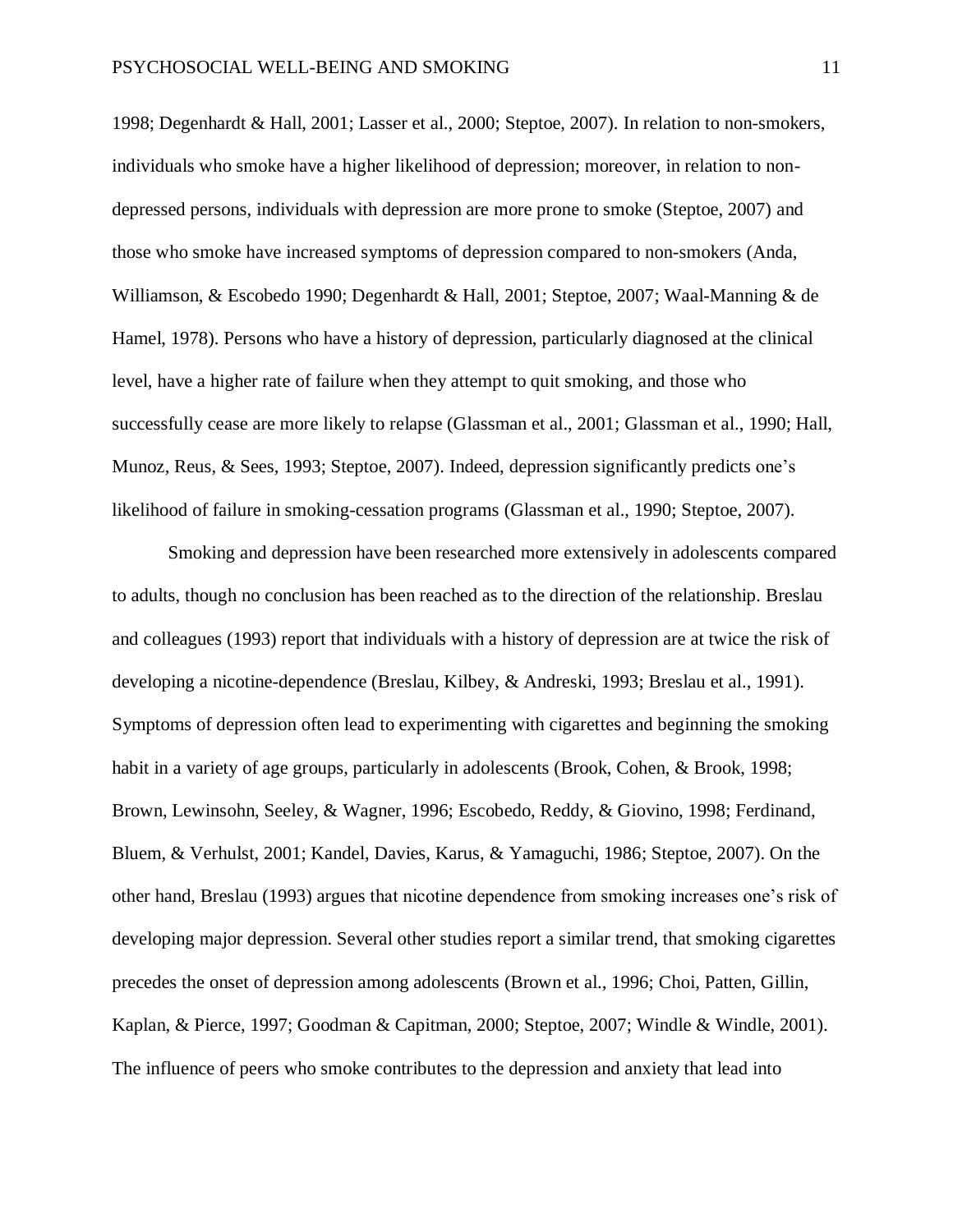1998; Degenhardt & Hall, 2001; Lasser et al., 2000; Steptoe, 2007). In relation to non-smokers, individuals who smoke have a higher likelihood of depression; moreover, in relation to non-depressed persons, individuals with depression are more prone to smoke (Steptoe, 2007) and those who smoke have increased symptoms of depression compared to non-smokers (Anda, Williamson, & Escobedo 1990; Degenhardt & Hall, 2001; Steptoe, 2007; Waal-Manning & de Hamel, 1978). Persons who have a history of depression, particularly diagnosed at the clinical level, have a higher rate of failure when they attempt to quit smoking, and those who successfully cease are more likely to relapse (Glassman et al., 2001; Glassman et al., 1990; Hall, Munoz, Reus, & Sees, 1993; Steptoe, 2007). Indeed, depression significantly predicts one's likelihood of failure in smoking-cessation programs (Glassman et al., 1990; Steptoe, 2007).

Smoking and depression have been researched more extensively in adolescents compared to adults, though no conclusion has been reached as to the direction of the relationship. Breslau and colleagues (1993) report that individuals with a history of depression are at twice the risk of developing a nicotine-dependence (Breslau, Kilbey, & Andreski, 1993; Breslau et al., 1991). Symptoms of depression often lead to experimenting with cigarettes and beginning the smoking habit in a variety of age groups, particularly in adolescents (Brook, Cohen, & Brook, 1998; Brown, Lewinsohn, Seeley, & Wagner, 1996; Escobedo, Reddy, & Giovino, 1998; Ferdinand, Bluem, & Verhulst, 2001; Kandel, Davies, Karus, & Yamaguchi, 1986; Steptoe, 2007). On the other hand, Breslau (1993) argues that nicotine dependence from smoking increases one's risk of developing major depression. Several other studies report a similar trend, that smoking cigarettes precedes the onset of depression among adolescents (Brown et al., 1996; Choi, Patten, Gillin, Kaplan, & Pierce, 1997; Goodman & Capitman, 2000; Steptoe, 2007; Windle & Windle, 2001). The influence of peers who smoke contributes to the depression and anxiety that lead into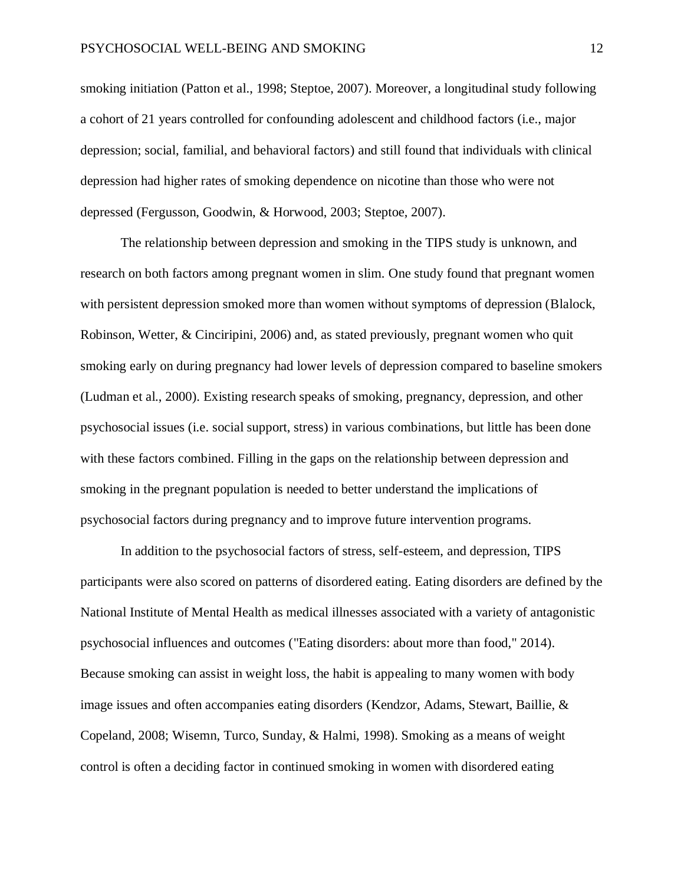smoking initiation (Patton et al., 1998; Steptoe, 2007). Moreover, a longitudinal study following a cohort of 21 years controlled for confounding adolescent and childhood factors (i.e., major depression; social, familial, and behavioral factors) and still found that individuals with clinical depression had higher rates of smoking dependence on nicotine than those who were not depressed (Fergusson, Goodwin, & Horwood, 2003; Steptoe, 2007).

The relationship between depression and smoking in the TIPS study is unknown, and research on both factors among pregnant women in slim. One study found that pregnant women with persistent depression smoked more than women without symptoms of depression (Blalock, Robinson, Wetter, & Cinciripini, 2006) and, as stated previously, pregnant women who quit smoking early on during pregnancy had lower levels of depression compared to baseline smokers (Ludman et al., 2000). Existing research speaks of smoking, pregnancy, depression, and other psychosocial issues (i.e. social support, stress) in various combinations, but little has been done with these factors combined. Filling in the gaps on the relationship between depression and smoking in the pregnant population is needed to better understand the implications of psychosocial factors during pregnancy and to improve future intervention programs.

In addition to the psychosocial factors of stress, self-esteem, and depression, TIPS participants were also scored on patterns of disordered eating. Eating disorders are defined by the National Institute of Mental Health as medical illnesses associated with a variety of antagonistic psychosocial influences and outcomes ("Eating disorders: about more than food," 2014). Because smoking can assist in weight loss, the habit is appealing to many women with body image issues and often accompanies eating disorders (Kendzor, Adams, Stewart, Baillie, & Copeland, 2008; Wisemn, Turco, Sunday, & Halmi, 1998). Smoking as a means of weight control is often a deciding factor in continued smoking in women with disordered eating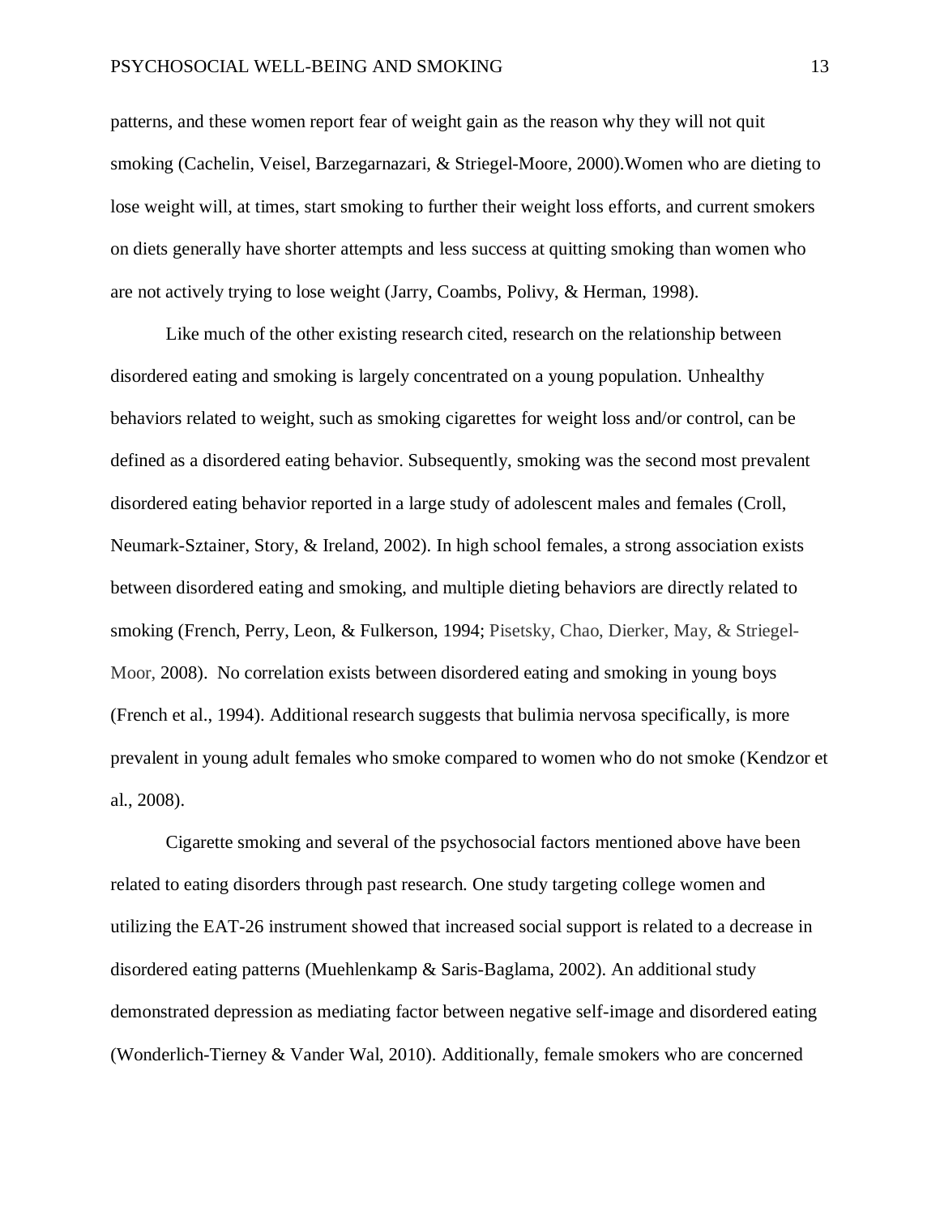patterns, and these women report fear of weight gain as the reason why they will not quit smoking (Cachelin, Veisel, Barzegarnazari, & Striegel-Moore, 2000).Women who are dieting to lose weight will, at times, start smoking to further their weight loss efforts, and current smokers on diets generally have shorter attempts and less success at quitting smoking than women who are not actively trying to lose weight (Jarry, Coambs, Polivy, & Herman, 1998).

Like much of the other existing research cited, research on the relationship between disordered eating and smoking is largely concentrated on a young population. Unhealthy behaviors related to weight, such as smoking cigarettes for weight loss and/or control, can be defined as a disordered eating behavior. Subsequently, smoking was the second most prevalent disordered eating behavior reported in a large study of adolescent males and females (Croll, Neumark-Sztainer, Story, & Ireland, 2002). In high school females, a strong association exists between disordered eating and smoking, and multiple dieting behaviors are directly related to smoking (French, Perry, Leon, & Fulkerson, 1994; Pisetsky, Chao, Dierker, May, & Striegel-Moor, 2008). No correlation exists between disordered eating and smoking in young boys (French et al., 1994). Additional research suggests that bulimia nervosa specifically, is more prevalent in young adult females who smoke compared to women who do not smoke (Kendzor et al., 2008).

Cigarette smoking and several of the psychosocial factors mentioned above have been related to eating disorders through past research. One study targeting college women and utilizing the EAT-26 instrument showed that increased social support is related to a decrease in disordered eating patterns (Muehlenkamp & Saris-Baglama, 2002). An additional study demonstrated depression as mediating factor between negative self-image and disordered eating (Wonderlich-Tierney & Vander Wal, 2010). Additionally, female smokers who are concerned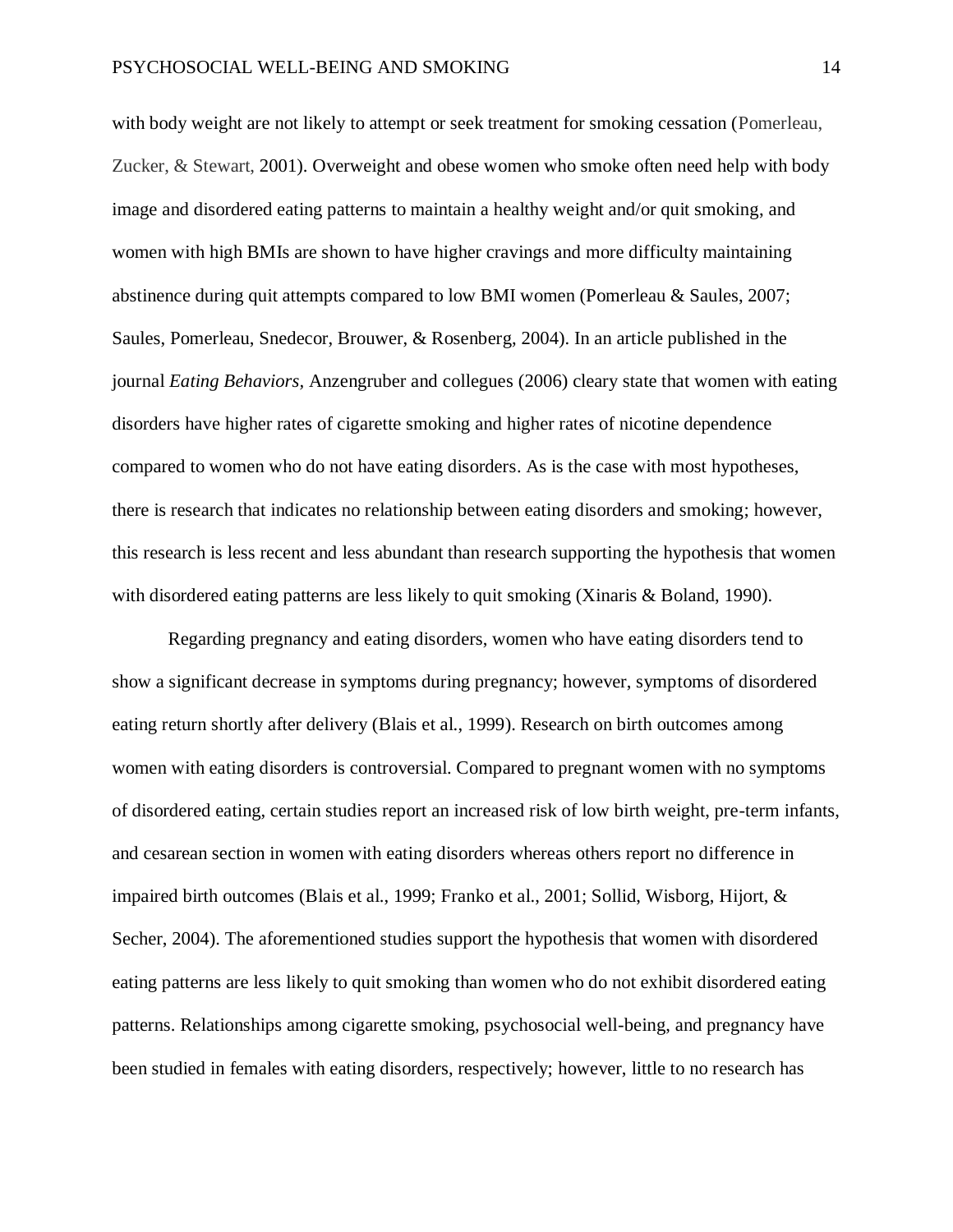with body weight are not likely to attempt or seek treatment for smoking cessation (Pomerleau, Zucker, & Stewart, 2001). Overweight and obese women who smoke often need help with body image and disordered eating patterns to maintain a healthy weight and/or quit smoking, and women with high BMIs are shown to have higher cravings and more difficulty maintaining abstinence during quit attempts compared to low BMI women (Pomerleau & Saules, 2007; Saules, Pomerleau, Snedecor, Brouwer, & Rosenberg, 2004). In an article published in the journal *Eating Behaviors,* Anzengruber and collegues (2006) cleary state that women with eating disorders have higher rates of cigarette smoking and higher rates of nicotine dependence compared to women who do not have eating disorders. As is the case with most hypotheses, there is research that indicates no relationship between eating disorders and smoking; however, this research is less recent and less abundant than research supporting the hypothesis that women with disordered eating patterns are less likely to quit smoking (Xinaris & Boland, 1990).

Regarding pregnancy and eating disorders, women who have eating disorders tend to show a significant decrease in symptoms during pregnancy; however, symptoms of disordered eating return shortly after delivery (Blais et al., 1999). Research on birth outcomes among women with eating disorders is controversial. Compared to pregnant women with no symptoms of disordered eating, certain studies report an increased risk of low birth weight, pre-term infants, and cesarean section in women with eating disorders whereas others report no difference in impaired birth outcomes (Blais et al., 1999; Franko et al., 2001; Sollid, Wisborg, Hijort, & Secher, 2004). The aforementioned studies support the hypothesis that women with disordered eating patterns are less likely to quit smoking than women who do not exhibit disordered eating patterns. Relationships among cigarette smoking, psychosocial well-being, and pregnancy have been studied in females with eating disorders, respectively; however, little to no research has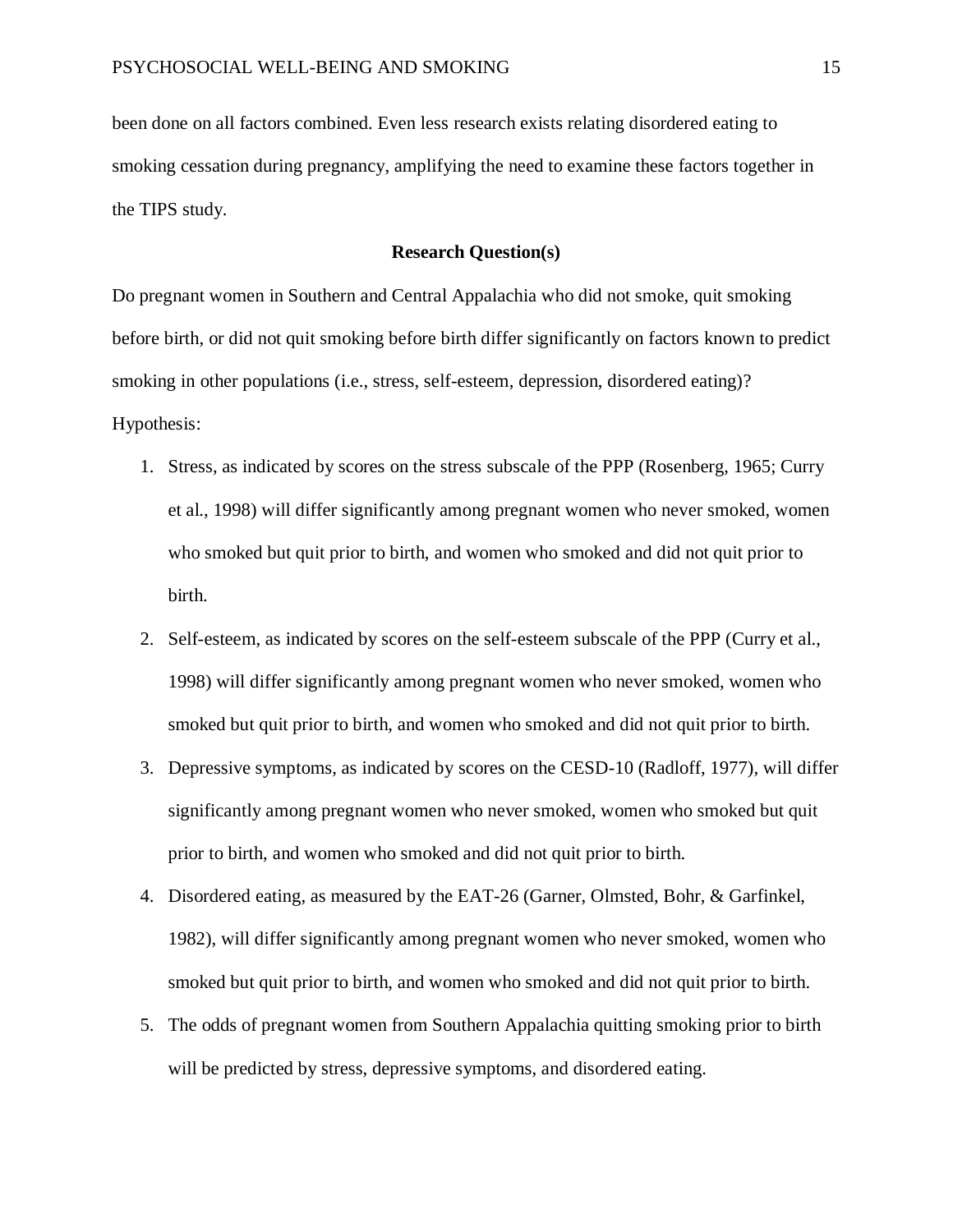been done on all factors combined. Even less research exists relating disordered eating to smoking cessation during pregnancy, amplifying the need to examine these factors together in the TIPS study.

## Research Question(s)

Do pregnant women in Southern and Central Appalachia who did not smoke, quit smoking before birth, or did not quit smoking before birth differ significantly on factors known to predict smoking in other populations (i.e., stress, self-esteem, depression, disordered eating)?

Hypothesis:

1. Stress, as indicated by scores on the stress subscale of the PPP (Rosenberg, 1965; Curry et al., 1998) will differ significantly among pregnant women who never smoked, women who smoked but quit prior to birth, and women who smoked and did not quit prior to birth.
2. Self-esteem, as indicated by scores on the self-esteem subscale of the PPP (Curry et al., 1998) will differ significantly among pregnant women who never smoked, women who smoked but quit prior to birth, and women who smoked and did not quit prior to birth.
3. Depressive symptoms, as indicated by scores on the CESD-10 (Radloff, 1977), will differ significantly among pregnant women who never smoked, women who smoked but quit prior to birth, and women who smoked and did not quit prior to birth.
4. Disordered eating, as measured by the EAT-26 (Garner, Olmsted, Bohr, & Garfinkel, 1982), will differ significantly among pregnant women who never smoked, women who smoked but quit prior to birth, and women who smoked and did not quit prior to birth.
5. The odds of pregnant women from Southern Appalachia quitting smoking prior to birth will be predicted by stress, depressive symptoms, and disordered eating.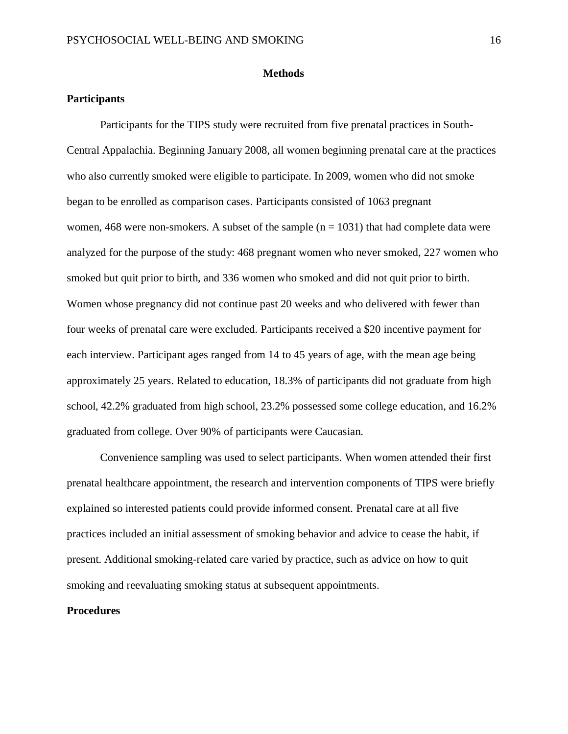# Methods

## Participants

Participants for the TIPS study were recruited from five prenatal practices in South-Central Appalachia. Beginning January 2008, all women beginning prenatal care at the practices who also currently smoked were eligible to participate. In 2009, women who did not smoke began to be enrolled as comparison cases. Participants consisted of 1063 pregnant women, 468 were non-smokers. A subset of the sample (n = 1031) that had complete data were analyzed for the purpose of the study: 468 pregnant women who never smoked, 227 women who smoked but quit prior to birth, and 336 women who smoked and did not quit prior to birth. Women whose pregnancy did not continue past 20 weeks and who delivered with fewer than four weeks of prenatal care were excluded. Participants received a $20 incentive payment for each interview. Participant ages ranged from 14 to 45 years of age, with the mean age being approximately 25 years. Related to education, 18.3% of participants did not graduate from high school, 42.2% graduated from high school, 23.2% possessed some college education, and 16.2% graduated from college. Over 90% of participants were Caucasian.

Convenience sampling was used to select participants. When women attended their first prenatal healthcare appointment, the research and intervention components of TIPS were briefly explained so interested patients could provide informed consent. Prenatal care at all five practices included an initial assessment of smoking behavior and advice to cease the habit, if present. Additional smoking-related care varied by practice, such as advice on how to quit smoking and reevaluating smoking status at subsequent appointments.

## Procedures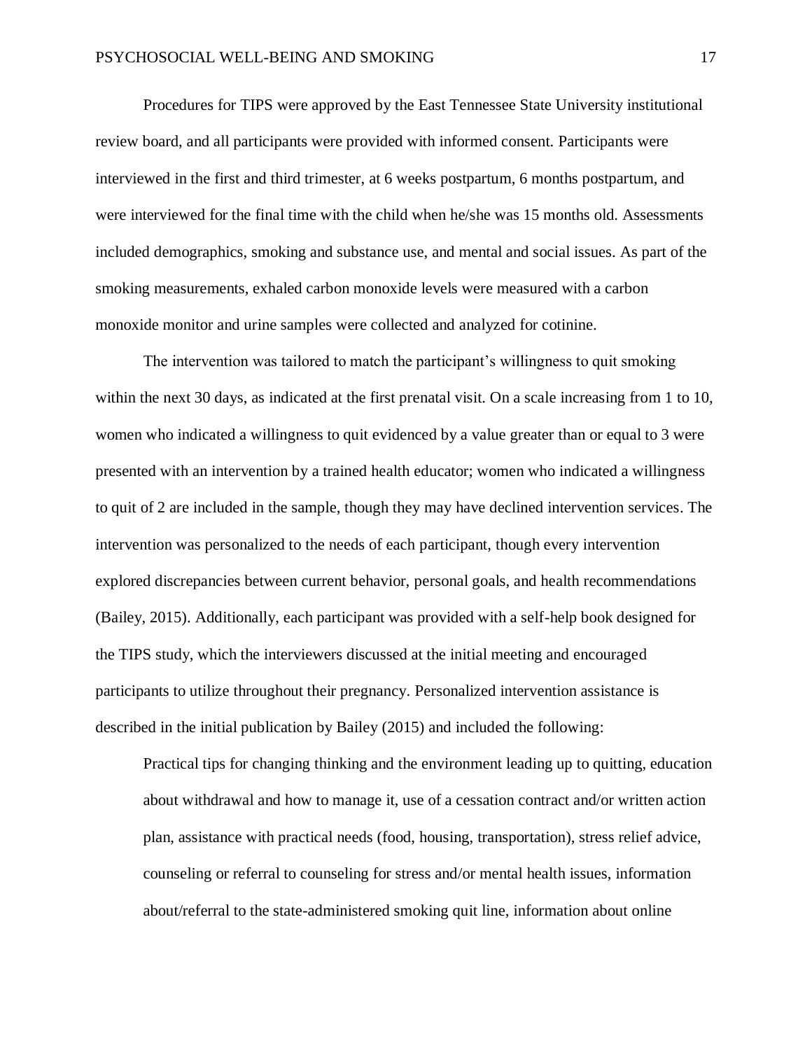Procedures for TIPS were approved by the East Tennessee State University institutional review board, and all participants were provided with informed consent. Participants were interviewed in the first and third trimester, at 6 weeks postpartum, 6 months postpartum, and were interviewed for the final time with the child when he/she was 15 months old. Assessments included demographics, smoking and substance use, and mental and social issues. As part of the smoking measurements, exhaled carbon monoxide levels were measured with a carbon monoxide monitor and urine samples were collected and analyzed for cotinine.

The intervention was tailored to match the participant's willingness to quit smoking within the next 30 days, as indicated at the first prenatal visit. On a scale increasing from 1 to 10, women who indicated a willingness to quit evidenced by a value greater than or equal to 3 were presented with an intervention by a trained health educator; women who indicated a willingness to quit of 2 are included in the sample, though they may have declined intervention services. The intervention was personalized to the needs of each participant, though every intervention explored discrepancies between current behavior, personal goals, and health recommendations (Bailey, 2015). Additionally, each participant was provided with a self-help book designed for the TIPS study, which the interviewers discussed at the initial meeting and encouraged participants to utilize throughout their pregnancy. Personalized intervention assistance is described in the initial publication by Bailey (2015) and included the following:

> Practical tips for changing thinking and the environment leading up to quitting, education about withdrawal and how to manage it, use of a cessation contract and/or written action plan, assistance with practical needs (food, housing, transportation), stress relief advice, counseling or referral to counseling for stress and/or mental health issues, information about/referral to the state-administered smoking quit line, information about online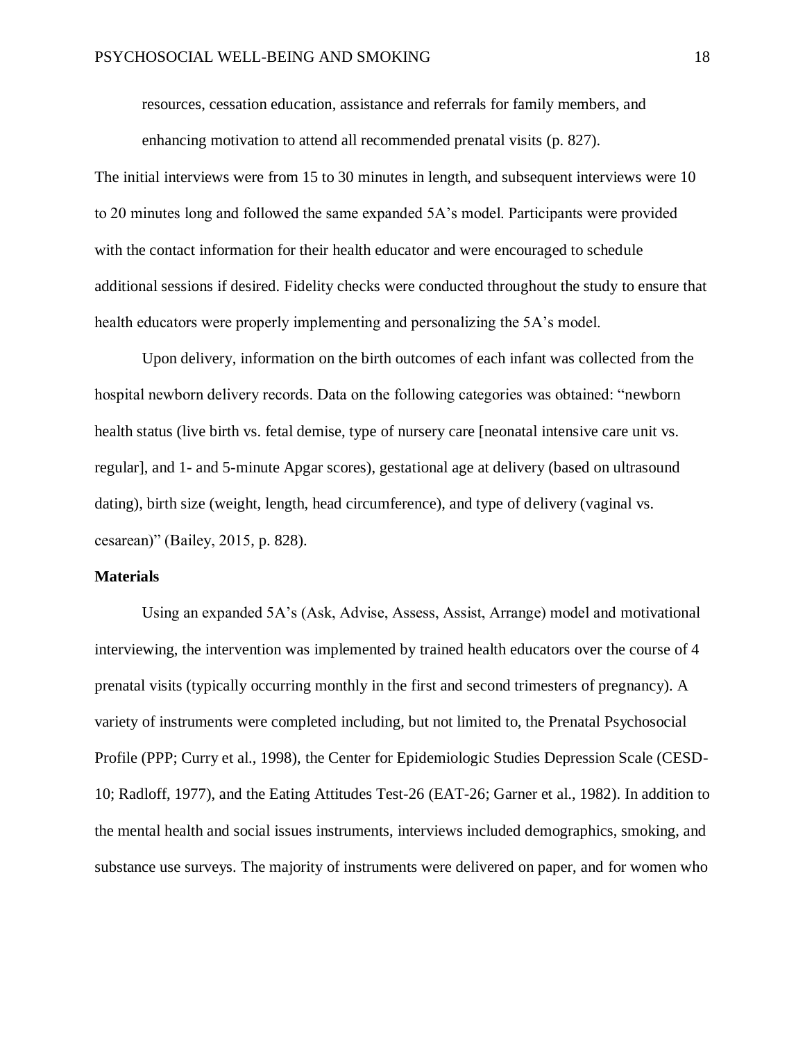> resources, cessation education, assistance and referrals for family members, and enhancing motivation to attend all recommended prenatal visits (p. 827).

The initial interviews were from 15 to 30 minutes in length, and subsequent interviews were 10 to 20 minutes long and followed the same expanded 5A's model. Participants were provided with the contact information for their health educator and were encouraged to schedule additional sessions if desired. Fidelity checks were conducted throughout the study to ensure that health educators were properly implementing and personalizing the 5A's model.

Upon delivery, information on the birth outcomes of each infant was collected from the hospital newborn delivery records. Data on the following categories was obtained: "newborn health status (live birth vs. fetal demise, type of nursery care [neonatal intensive care unit vs. regular], and 1- and 5-minute Apgar scores), gestational age at delivery (based on ultrasound dating), birth size (weight, length, head circumference), and type of delivery (vaginal vs. cesarean)" (Bailey, 2015, p. 828).

**Materials**

Using an expanded 5A's (Ask, Advise, Assess, Assist, Arrange) model and motivational interviewing, the intervention was implemented by trained health educators over the course of 4 prenatal visits (typically occurring monthly in the first and second trimesters of pregnancy). A variety of instruments were completed including, but not limited to, the Prenatal Psychosocial Profile (PPP; Curry et al., 1998), the Center for Epidemiologic Studies Depression Scale (CESD-10; Radloff, 1977), and the Eating Attitudes Test-26 (EAT-26; Garner et al., 1982). In addition to the mental health and social issues instruments, interviews included demographics, smoking, and substance use surveys. The majority of instruments were delivered on paper, and for women who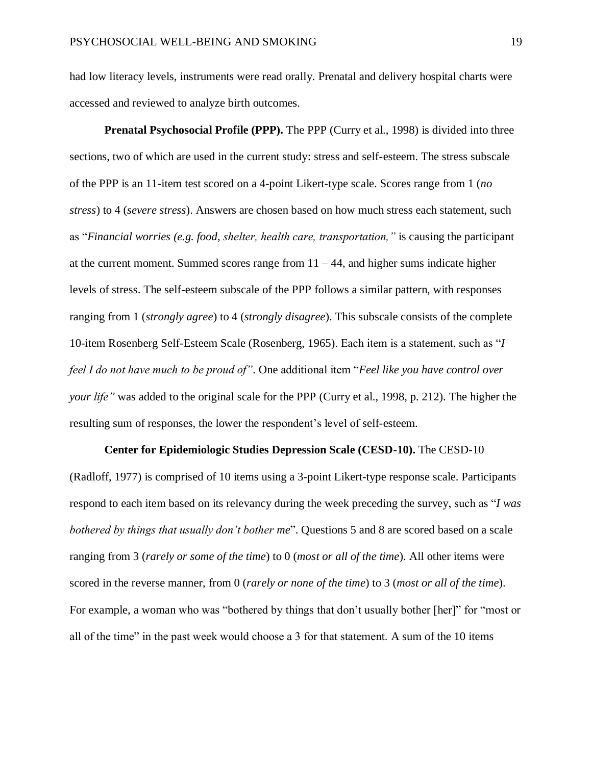had low literacy levels, instruments were read orally. Prenatal and delivery hospital charts were accessed and reviewed to analyze birth outcomes.

**Prenatal Psychosocial Profile (PPP).** The PPP (Curry et al., 1998) is divided into three sections, two of which are used in the current study: stress and self-esteem. The stress subscale of the PPP is an 11-item test scored on a 4-point Likert-type scale. Scores range from 1 (*no stress*) to 4 (*severe stress*). Answers are chosen based on how much stress each statement, such as "*Financial worries (e.g. food, shelter, health care, transportation,"* is causing the participant at the current moment. Summed scores range from 11 – 44, and higher sums indicate higher levels of stress. The self-esteem subscale of the PPP follows a similar pattern, with responses ranging from 1 (*strongly agree*) to 4 (*strongly disagree*). This subscale consists of the complete 10-item Rosenberg Self-Esteem Scale (Rosenberg, 1965). Each item is a statement, such as "*I feel I do not have much to be proud of"*. One additional item "*Feel like you have control over your life"* was added to the original scale for the PPP (Curry et al., 1998, p. 212). The higher the resulting sum of responses, the lower the respondent's level of self-esteem.

**Center for Epidemiologic Studies Depression Scale (CESD-10).** The CESD-10 (Radloff, 1977) is comprised of 10 items using a 3-point Likert-type response scale. Participants respond to each item based on its relevancy during the week preceding the survey, such as "*I was bothered by things that usually don't bother me*". Questions 5 and 8 are scored based on a scale ranging from 3 (*rarely or some of the time*) to 0 (*most or all of the time*). All other items were scored in the reverse manner, from 0 (*rarely or none of the time*) to 3 (*most or all of the time*). For example, a woman who was "bothered by things that don't usually bother [her]" for "most or all of the time" in the past week would choose a 3 for that statement. A sum of the 10 items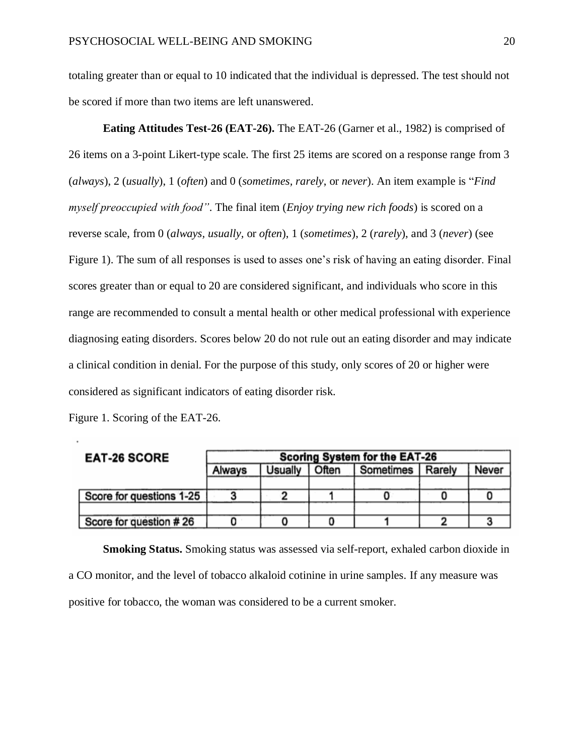totaling greater than or equal to 10 indicated that the individual is depressed. The test should not be scored if more than two items are left unanswered.

**Eating Attitudes Test-26 (EAT-26).** The EAT-26 (Garner et al., 1982) is comprised of 26 items on a 3-point Likert-type scale. The first 25 items are scored on a response range from 3 (*always*), 2 (*usually*), 1 (*often*) and 0 (*sometimes, rarely*, or *never*). An item example is "*Find myself preoccupied with food"*. The final item (*Enjoy trying new rich foods*) is scored on a reverse scale, from 0 (*always, usually,* or *often*), 1 (*sometimes*), 2 (*rarely*), and 3 (*never*) (see Figure 1). The sum of all responses is used to asses one's risk of having an eating disorder. Final scores greater than or equal to 20 are considered significant, and individuals who score in this range are recommended to consult a mental health or other medical professional with experience diagnosing eating disorders. Scores below 20 do not rule out an eating disorder and may indicate a clinical condition in denial. For the purpose of this study, only scores of 20 or higher were considered as significant indicators of eating disorder risk.

Figure 1. Scoring of the EAT-26.

| EAT-26 SCORE | Scoring System for the EAT-26 | | | | | |
|---|---|---|---|---|---|---|
| | Always | Usually | Often | Sometimes | Rarely | Never |
| Score for questions 1-25 | 3 | 2 | 1 | 0 | 0 | 0 |
| Score for question # 26 | 0 | 0 | 0 | 1 | 2 | 3 |

**Smoking Status.** Smoking status was assessed via self-report, exhaled carbon dioxide in a CO monitor, and the level of tobacco alkaloid cotinine in urine samples. If any measure was positive for tobacco, the woman was considered to be a current smoker.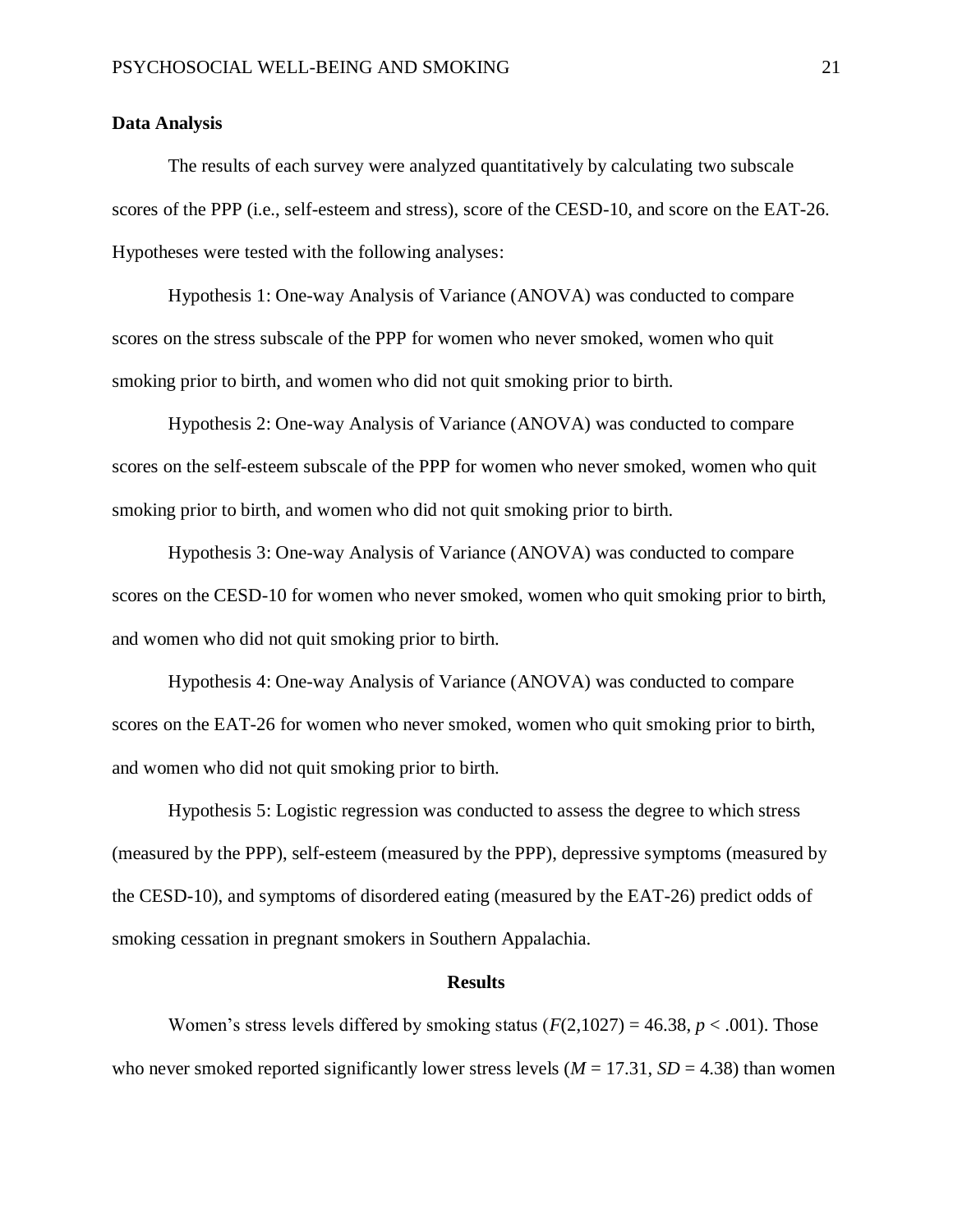**Data Analysis**

The results of each survey were analyzed quantitatively by calculating two subscale scores of the PPP (i.e., self-esteem and stress), score of the CESD-10, and score on the EAT-26. Hypotheses were tested with the following analyses:

Hypothesis 1: One-way Analysis of Variance (ANOVA) was conducted to compare scores on the stress subscale of the PPP for women who never smoked, women who quit smoking prior to birth, and women who did not quit smoking prior to birth.

Hypothesis 2: One-way Analysis of Variance (ANOVA) was conducted to compare scores on the self-esteem subscale of the PPP for women who never smoked, women who quit smoking prior to birth, and women who did not quit smoking prior to birth.

Hypothesis 3: One-way Analysis of Variance (ANOVA) was conducted to compare scores on the CESD-10 for women who never smoked, women who quit smoking prior to birth, and women who did not quit smoking prior to birth.

Hypothesis 4: One-way Analysis of Variance (ANOVA) was conducted to compare scores on the EAT-26 for women who never smoked, women who quit smoking prior to birth, and women who did not quit smoking prior to birth.

Hypothesis 5: Logistic regression was conducted to assess the degree to which stress (measured by the PPP), self-esteem (measured by the PPP), depressive symptoms (measured by the CESD-10), and symptoms of disordered eating (measured by the EAT-26) predict odds of smoking cessation in pregnant smokers in Southern Appalachia.

## Results

Women's stress levels differed by smoking status ($F(2,1027) = 46.38$, $p < .001$). Those who never smoked reported significantly lower stress levels ($M = 17.31$, $SD = 4.38$) than women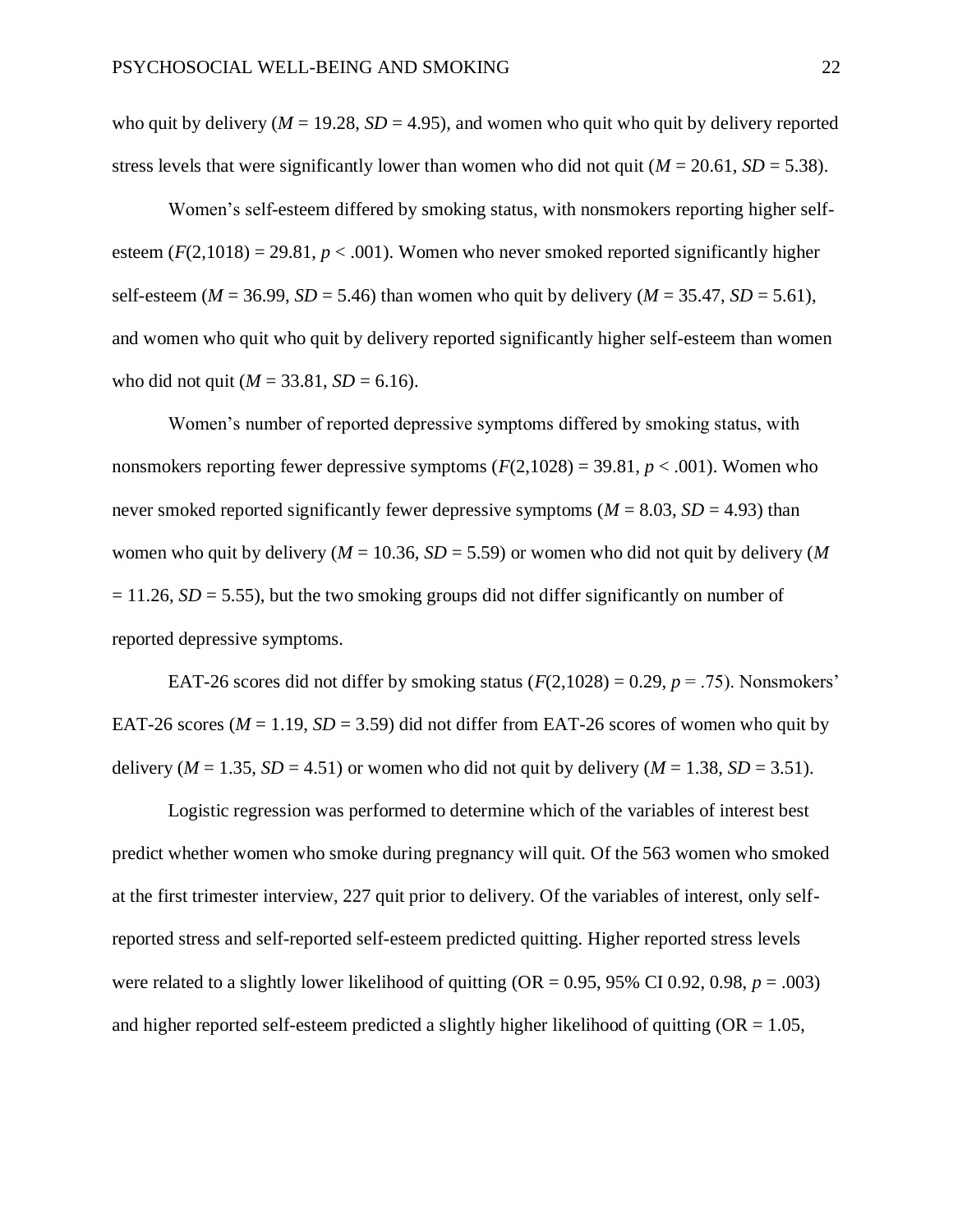who quit by delivery ($M$ = 19.28, $SD$ = 4.95), and women who quit who quit by delivery reported stress levels that were significantly lower than women who did not quit ($M$ = 20.61, $SD$ = 5.38).

Women's self-esteem differed by smoking status, with nonsmokers reporting higher self-esteem ($F(2,1018) = 29.81$, $p < .001$). Women who never smoked reported significantly higher self-esteem ($M$ = 36.99, $SD$ = 5.46) than women who quit by delivery ($M$ = 35.47, $SD$ = 5.61), and women who quit who quit by delivery reported significantly higher self-esteem than women who did not quit ($M$ = 33.81, $SD$ = 6.16).

Women's number of reported depressive symptoms differed by smoking status, with nonsmokers reporting fewer depressive symptoms ($F(2,1028) = 39.81$, $p < .001$). Women who never smoked reported significantly fewer depressive symptoms ($M$ = 8.03, $SD$ = 4.93) than women who quit by delivery ($M$ = 10.36, $SD$ = 5.59) or women who did not quit by delivery ($M$ = 11.26, $SD$ = 5.55), but the two smoking groups did not differ significantly on number of reported depressive symptoms.

EAT-26 scores did not differ by smoking status ($F(2,1028) = 0.29$, $p = .75$). Nonsmokers' EAT-26 scores ($M$ = 1.19, $SD$ = 3.59) did not differ from EAT-26 scores of women who quit by delivery ($M$ = 1.35, $SD$ = 4.51) or women who did not quit by delivery ($M$ = 1.38, $SD$ = 3.51).

Logistic regression was performed to determine which of the variables of interest best predict whether women who smoke during pregnancy will quit. Of the 563 women who smoked at the first trimester interview, 227 quit prior to delivery. Of the variables of interest, only self-reported stress and self-reported self-esteem predicted quitting. Higher reported stress levels were related to a slightly lower likelihood of quitting (OR = 0.95, 95% CI 0.92, 0.98, $p = .003$) and higher reported self-esteem predicted a slightly higher likelihood of quitting (OR = 1.05,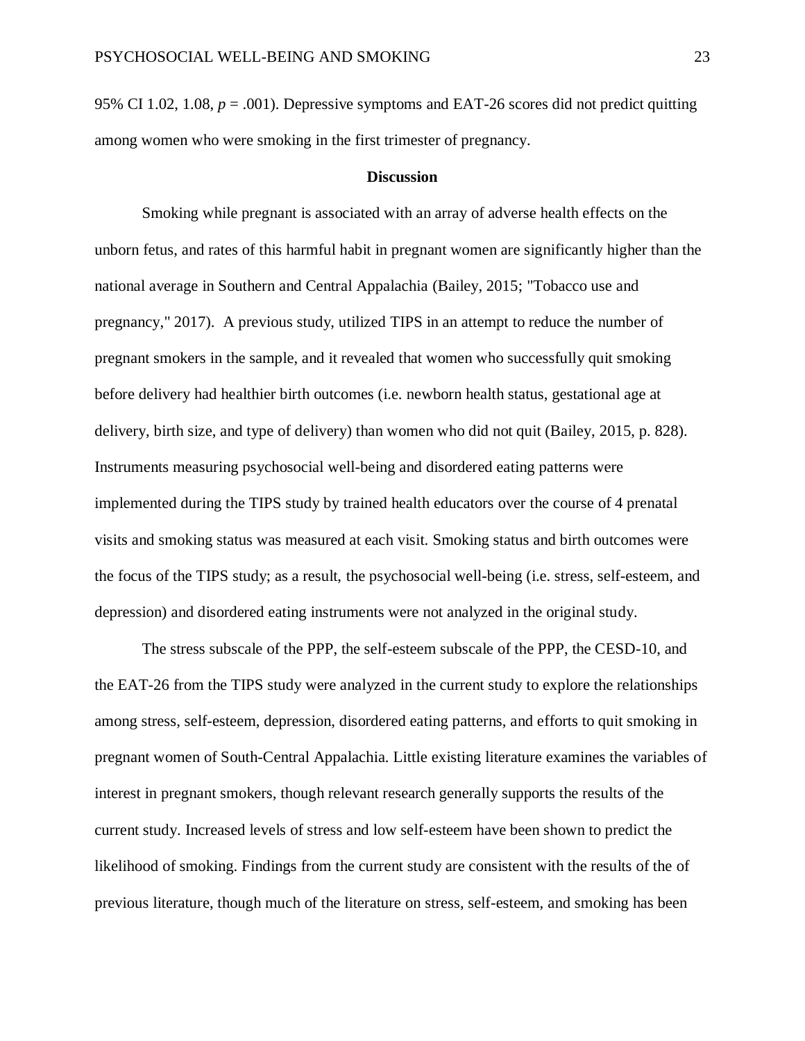95% CI 1.02, 1.08, $p = .001$). Depressive symptoms and EAT-26 scores did not predict quitting among women who were smoking in the first trimester of pregnancy.

## Discussion

Smoking while pregnant is associated with an array of adverse health effects on the unborn fetus, and rates of this harmful habit in pregnant women are significantly higher than the national average in Southern and Central Appalachia (Bailey, 2015; "Tobacco use and pregnancy," 2017). A previous study, utilized TIPS in an attempt to reduce the number of pregnant smokers in the sample, and it revealed that women who successfully quit smoking before delivery had healthier birth outcomes (i.e. newborn health status, gestational age at delivery, birth size, and type of delivery) than women who did not quit (Bailey, 2015, p. 828). Instruments measuring psychosocial well-being and disordered eating patterns were implemented during the TIPS study by trained health educators over the course of 4 prenatal visits and smoking status was measured at each visit. Smoking status and birth outcomes were the focus of the TIPS study; as a result, the psychosocial well-being (i.e. stress, self-esteem, and depression) and disordered eating instruments were not analyzed in the original study.

The stress subscale of the PPP, the self-esteem subscale of the PPP, the CESD-10, and the EAT-26 from the TIPS study were analyzed in the current study to explore the relationships among stress, self-esteem, depression, disordered eating patterns, and efforts to quit smoking in pregnant women of South-Central Appalachia. Little existing literature examines the variables of interest in pregnant smokers, though relevant research generally supports the results of the current study. Increased levels of stress and low self-esteem have been shown to predict the likelihood of smoking. Findings from the current study are consistent with the results of the of previous literature, though much of the literature on stress, self-esteem, and smoking has been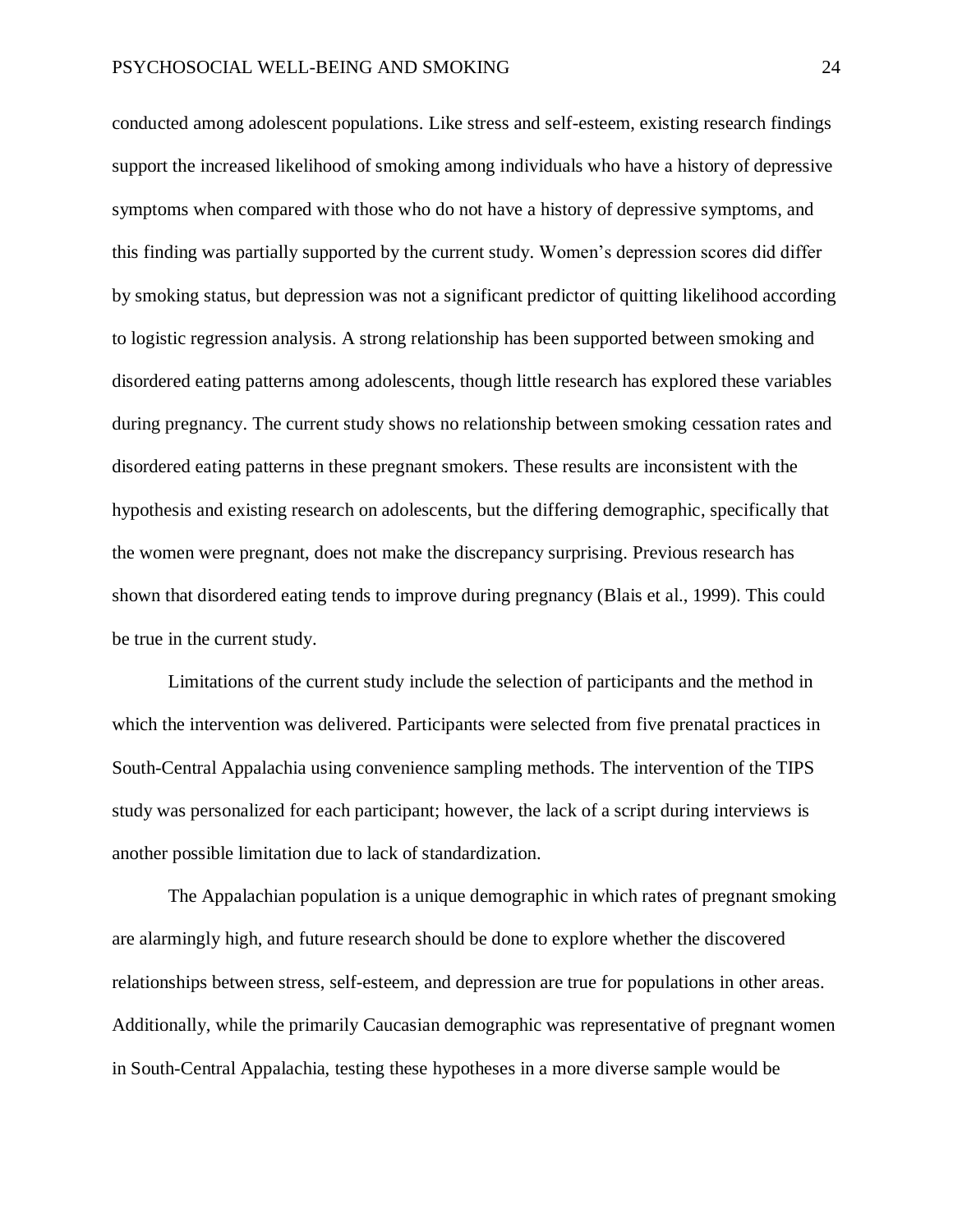conducted among adolescent populations. Like stress and self-esteem, existing research findings support the increased likelihood of smoking among individuals who have a history of depressive symptoms when compared with those who do not have a history of depressive symptoms, and this finding was partially supported by the current study. Women's depression scores did differ by smoking status, but depression was not a significant predictor of quitting likelihood according to logistic regression analysis. A strong relationship has been supported between smoking and disordered eating patterns among adolescents, though little research has explored these variables during pregnancy. The current study shows no relationship between smoking cessation rates and disordered eating patterns in these pregnant smokers. These results are inconsistent with the hypothesis and existing research on adolescents, but the differing demographic, specifically that the women were pregnant, does not make the discrepancy surprising. Previous research has shown that disordered eating tends to improve during pregnancy (Blais et al., 1999). This could be true in the current study.

Limitations of the current study include the selection of participants and the method in which the intervention was delivered. Participants were selected from five prenatal practices in South-Central Appalachia using convenience sampling methods. The intervention of the TIPS study was personalized for each participant; however, the lack of a script during interviews is another possible limitation due to lack of standardization.

The Appalachian population is a unique demographic in which rates of pregnant smoking are alarmingly high, and future research should be done to explore whether the discovered relationships between stress, self-esteem, and depression are true for populations in other areas. Additionally, while the primarily Caucasian demographic was representative of pregnant women in South-Central Appalachia, testing these hypotheses in a more diverse sample would be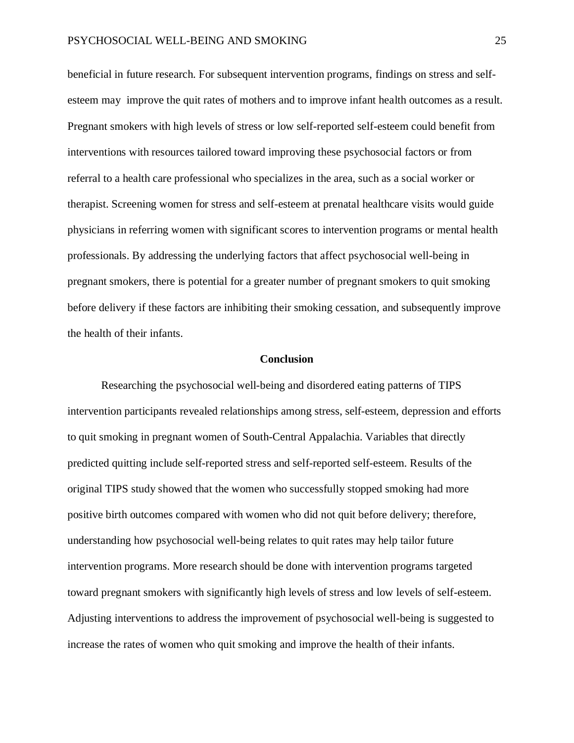beneficial in future research. For subsequent intervention programs, findings on stress and self-esteem may  improve the quit rates of mothers and to improve infant health outcomes as a result. Pregnant smokers with high levels of stress or low self-reported self-esteem could benefit from interventions with resources tailored toward improving these psychosocial factors or from referral to a health care professional who specializes in the area, such as a social worker or therapist. Screening women for stress and self-esteem at prenatal healthcare visits would guide physicians in referring women with significant scores to intervention programs or mental health professionals. By addressing the underlying factors that affect psychosocial well-being in pregnant smokers, there is potential for a greater number of pregnant smokers to quit smoking before delivery if these factors are inhibiting their smoking cessation, and subsequently improve the health of their infants.

## Conclusion

Researching the psychosocial well-being and disordered eating patterns of TIPS intervention participants revealed relationships among stress, self-esteem, depression and efforts to quit smoking in pregnant women of South-Central Appalachia. Variables that directly predicted quitting include self-reported stress and self-reported self-esteem. Results of the original TIPS study showed that the women who successfully stopped smoking had more positive birth outcomes compared with women who did not quit before delivery; therefore, understanding how psychosocial well-being relates to quit rates may help tailor future intervention programs. More research should be done with intervention programs targeted toward pregnant smokers with significantly high levels of stress and low levels of self-esteem. Adjusting interventions to address the improvement of psychosocial well-being is suggested to increase the rates of women who quit smoking and improve the health of their infants.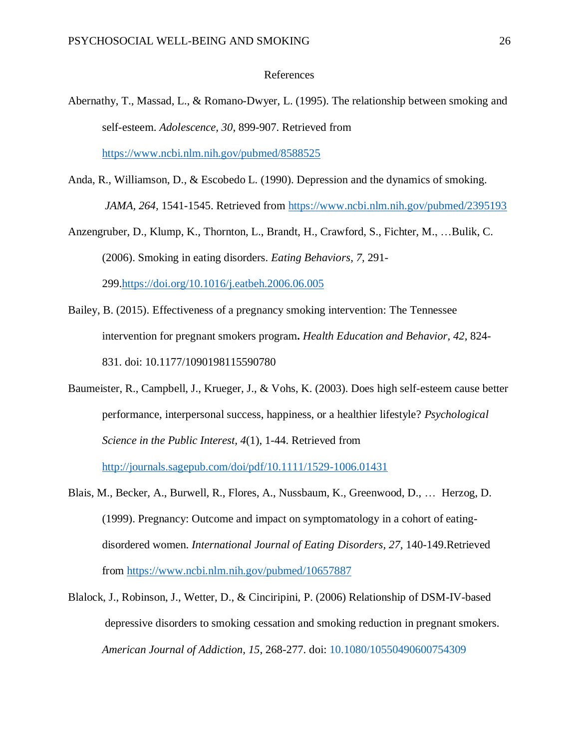# References

Abernathy, T., Massad, L., & Romano-Dwyer, L. (1995). The relationship between smoking and self-esteem. *Adolescence*, *30*, 899-907. Retrieved from https://www.ncbi.nlm.nih.gov/pubmed/8588525

Anda, R., Williamson, D., & Escobedo L. (1990). Depression and the dynamics of smoking. *JAMA*, *264,* 1541-1545. Retrieved from https://www.ncbi.nlm.nih.gov/pubmed/2395193

Anzengruber, D., Klump, K., Thornton, L., Brandt, H., Crawford, S., Fichter, M., …Bulik, C. (2006). Smoking in eating disorders. *Eating Behaviors, 7*, 291-299.https://doi.org/10.1016/j.eatbeh.2006.06.005

Bailey, B. (2015). Effectiveness of a pregnancy smoking intervention: The Tennessee intervention for pregnant smokers program**.** *Health Education and Behavior*, *42,* 824-831. doi: 10.1177/1090198115590780

Baumeister, R., Campbell, J., Krueger, J., & Vohs, K. (2003). Does high self-esteem cause better performance, interpersonal success, happiness, or a healthier lifestyle? *Psychological Science in the Public Interest*, *4*(1), 1-44. Retrieved from http://journals.sagepub.com/doi/pdf/10.1111/1529-1006.01431

Blais, M., Becker, A., Burwell, R., Flores, A., Nussbaum, K., Greenwood, D., … Herzog, D. (1999). Pregnancy: Outcome and impact on symptomatology in a cohort of eating-disordered women. *International Journal of Eating Disorders, 27,* 140-149.Retrieved from https://www.ncbi.nlm.nih.gov/pubmed/10657887

Blalock, J., Robinson, J., Wetter, D., & Cinciripini, P. (2006) Relationship of DSM-IV-based depressive disorders to smoking cessation and smoking reduction in pregnant smokers. *American Journal of Addiction*, *15*, 268-277. doi: 10.1080/10550490600754309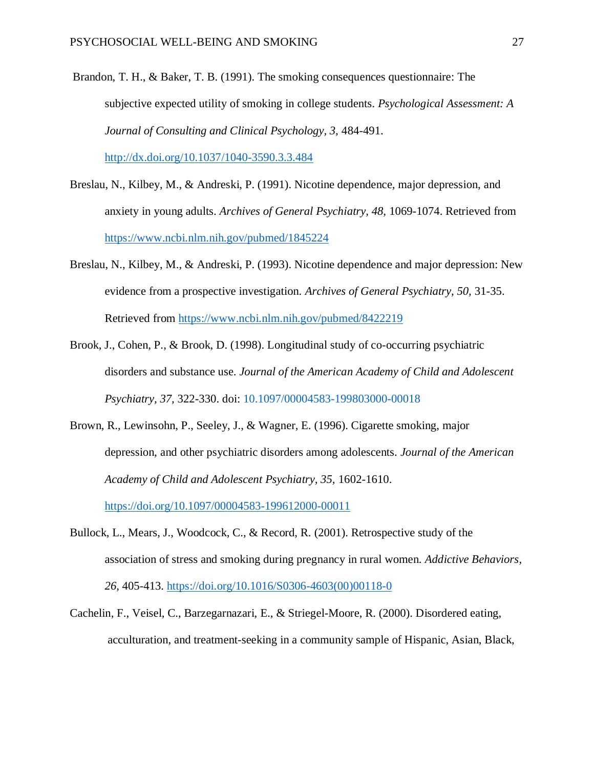Brandon, T. H., & Baker, T. B. (1991). The smoking consequences questionnaire: The subjective expected utility of smoking in college students. *Psychological Assessment: A Journal of Consulting and Clinical Psychology, 3,* 484-491. http://dx.doi.org/10.1037/1040-3590.3.3.484

Breslau, N., Kilbey, M., & Andreski, P. (1991). Nicotine dependence, major depression, and anxiety in young adults. *Archives of General Psychiatry, 48,* 1069-1074. Retrieved from https://www.ncbi.nlm.nih.gov/pubmed/1845224

Breslau, N., Kilbey, M., & Andreski, P. (1993). Nicotine dependence and major depression: New evidence from a prospective investigation. *Archives of General Psychiatry, 50,* 31-35. Retrieved from https://www.ncbi.nlm.nih.gov/pubmed/8422219

Brook, J., Cohen, P., & Brook, D. (1998). Longitudinal study of co-occurring psychiatric disorders and substance use. *Journal of the American Academy of Child and Adolescent Psychiatry, 37,* 322-330. doi: 10.1097/00004583-199803000-00018

Brown, R., Lewinsohn, P., Seeley, J., & Wagner, E. (1996). Cigarette smoking, major depression, and other psychiatric disorders among adolescents. *Journal of the American Academy of Child and Adolescent Psychiatry, 35,* 1602-1610. https://doi.org/10.1097/00004583-199612000-00011

Bullock, L., Mears, J., Woodcock, C., & Record, R. (2001). Retrospective study of the association of stress and smoking during pregnancy in rural women. *Addictive Behaviors, 26,* 405-413. https://doi.org/10.1016/S0306-4603(00)00118-0

Cachelin, F., Veisel, C., Barzegarnazari, E., & Striegel-Moore, R. (2000). Disordered eating, acculturation, and treatment-seeking in a community sample of Hispanic, Asian, Black,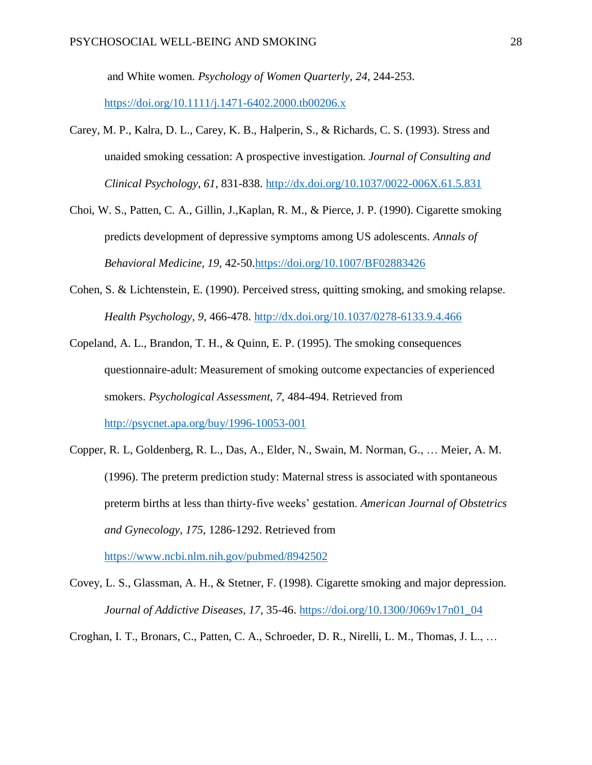and White women. *Psychology of Women Quarterly*, *24,* 244-253. https://doi.org/10.1111/j.1471-6402.2000.tb00206.x

Carey, M. P., Kalra, D. L., Carey, K. B., Halperin, S., & Richards, C. S. (1993). Stress and unaided smoking cessation: A prospective investigation. *Journal of Consulting and Clinical Psychology, 61*, 831-838. http://dx.doi.org/10.1037/0022-006X.61.5.831

Choi, W. S., Patten, C. A., Gillin, J.,Kaplan, R. M., & Pierce, J. P. (1990). Cigarette smoking predicts development of depressive symptoms among US adolescents. *Annals of Behavioral Medicine, 19,* 42-50.https://doi.org/10.1007/BF02883426

Cohen, S. & Lichtenstein, E. (1990). Perceived stress, quitting smoking, and smoking relapse. *Health Psychology, 9,* 466-478. http://dx.doi.org/10.1037/0278-6133.9.4.466

Copeland, A. L., Brandon, T. H., & Quinn, E. P. (1995). The smoking consequences questionnaire-adult: Measurement of smoking outcome expectancies of experienced smokers. *Psychological Assessment, 7,* 484-494. Retrieved from http://psycnet.apa.org/buy/1996-10053-001

Copper, R. L, Goldenberg, R. L., Das, A., Elder, N., Swain, M. Norman, G., … Meier, A. M. (1996). The preterm prediction study: Maternal stress is associated with spontaneous preterm births at less than thirty-five weeks' gestation. *American Journal of Obstetrics and Gynecology, 175,* 1286-1292. Retrieved from https://www.ncbi.nlm.nih.gov/pubmed/8942502

Covey, L. S., Glassman, A. H., & Stetner, F. (1998). Cigarette smoking and major depression. *Journal of Addictive Diseases, 17,* 35-46. https://doi.org/10.1300/J069v17n01_04

Croghan, I. T., Bronars, C., Patten, C. A., Schroeder, D. R., Nirelli, L. M., Thomas, J. L., …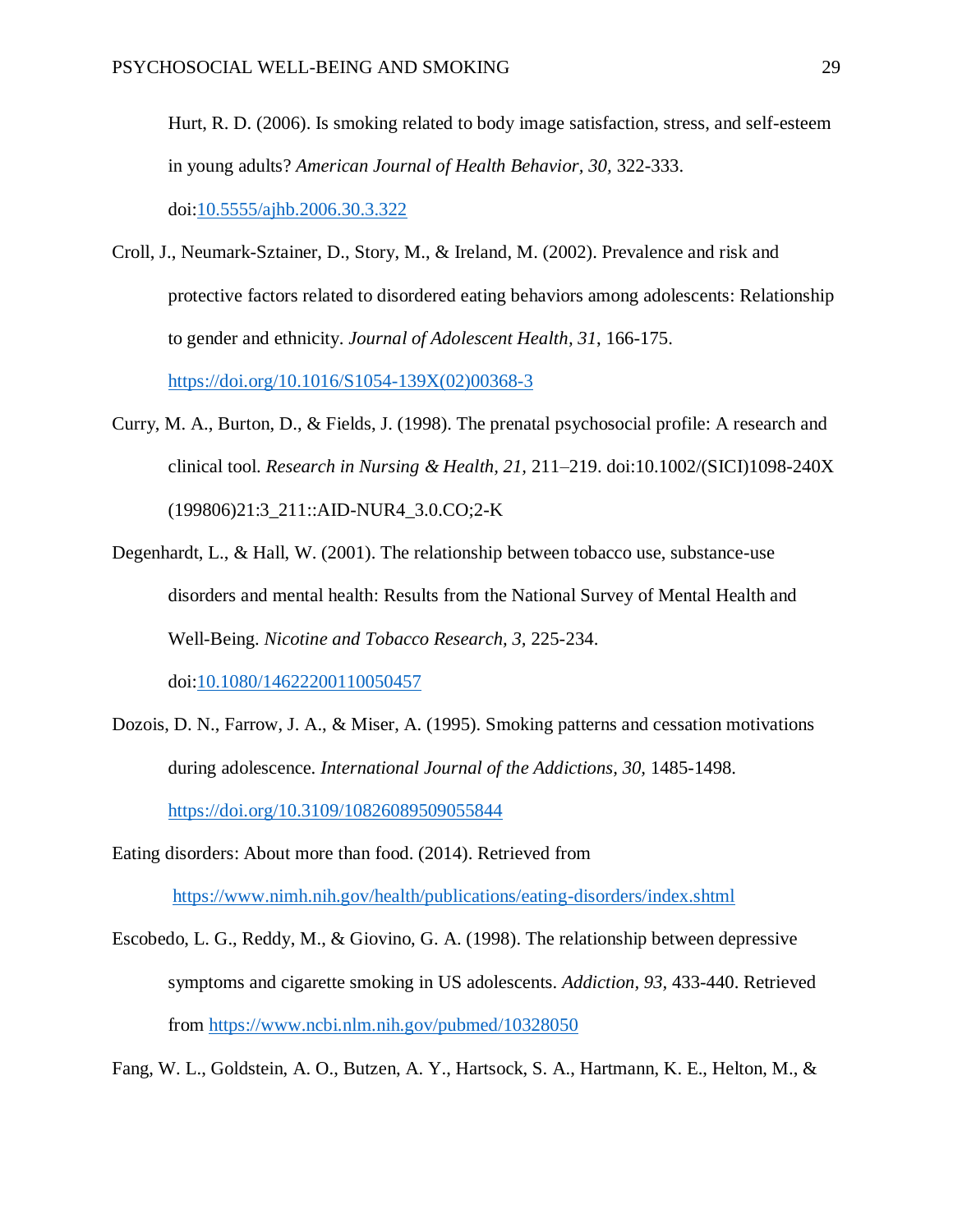Hurt, R. D. (2006). Is smoking related to body image satisfaction, stress, and self-esteem in young adults? *American Journal of Health Behavior, 30,* 322-333. doi:10.5555/ajhb.2006.30.3.322

Croll, J., Neumark-Sztainer, D., Story, M., & Ireland, M. (2002). Prevalence and risk and protective factors related to disordered eating behaviors among adolescents: Relationship to gender and ethnicity. *Journal of Adolescent Health, 31*, 166-175. https://doi.org/10.1016/S1054-139X(02)00368-3

Curry, M. A., Burton, D., & Fields, J. (1998). The prenatal psychosocial profile: A research and clinical tool. *Research in Nursing & Health, 21,* 211–219. doi:10.1002/(SICI)1098-240X(199806)21:3_211::AID-NUR4_3.0.CO;2-K

Degenhardt, L., & Hall, W. (2001). The relationship between tobacco use, substance-use disorders and mental health: Results from the National Survey of Mental Health and Well-Being. *Nicotine and Tobacco Research, 3,* 225-234. doi:10.1080/14622200110050457

Dozois, D. N., Farrow, J. A., & Miser, A. (1995). Smoking patterns and cessation motivations during adolescence. *International Journal of the Addictions, 30,* 1485-1498. https://doi.org/10.3109/10826089509055844

Eating disorders: About more than food. (2014). Retrieved from https://www.nimh.nih.gov/health/publications/eating-disorders/index.shtml

Escobedo, L. G., Reddy, M., & Giovino, G. A. (1998). The relationship between depressive symptoms and cigarette smoking in US adolescents. *Addiction, 93,* 433-440. Retrieved from https://www.ncbi.nlm.nih.gov/pubmed/10328050

Fang, W. L., Goldstein, A. O., Butzen, A. Y., Hartsock, S. A., Hartmann, K. E., Helton, M., &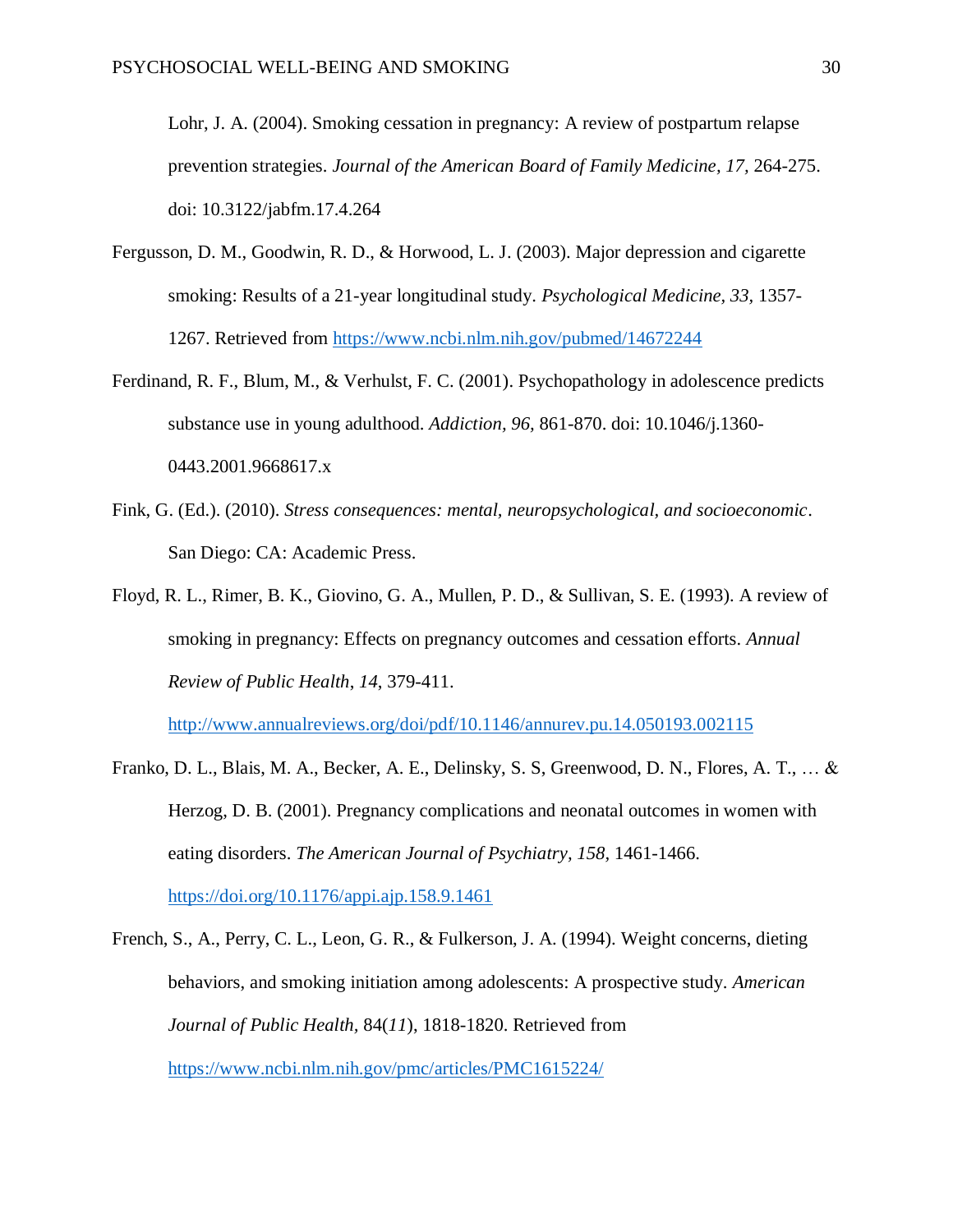Lohr, J. A. (2004). Smoking cessation in pregnancy: A review of postpartum relapse prevention strategies. *Journal of the American Board of Family Medicine, 17,* 264-275. doi: 10.3122/jabfm.17.4.264

Fergusson, D. M., Goodwin, R. D., & Horwood, L. J. (2003). Major depression and cigarette smoking: Results of a 21-year longitudinal study. *Psychological Medicine, 33,* 1357-1267. Retrieved from https://www.ncbi.nlm.nih.gov/pubmed/14672244

Ferdinand, R. F., Blum, M., & Verhulst, F. C. (2001). Psychopathology in adolescence predicts substance use in young adulthood. *Addiction, 96,* 861-870. doi: 10.1046/j.1360-0443.2001.9668617.x

Fink, G. (Ed.). (2010). *Stress consequences: mental, neuropsychological, and socioeconomic*. San Diego: CA: Academic Press.

Floyd, R. L., Rimer, B. K., Giovino, G. A., Mullen, P. D., & Sullivan, S. E. (1993). A review of smoking in pregnancy: Effects on pregnancy outcomes and cessation efforts. *Annual Review of Public Health*, *14,* 379-411. http://www.annualreviews.org/doi/pdf/10.1146/annurev.pu.14.050193.002115

Franko, D. L., Blais, M. A., Becker, A. E., Delinsky, S. S, Greenwood, D. N., Flores, A. T., … & Herzog, D. B. (2001). Pregnancy complications and neonatal outcomes in women with eating disorders. *The American Journal of Psychiatry, 158,* 1461-1466. https://doi.org/10.1176/appi.ajp.158.9.1461

French, S., A., Perry, C. L., Leon, G. R., & Fulkerson, J. A. (1994). Weight concerns, dieting behaviors, and smoking initiation among adolescents: A prospective study. *American Journal of Public Health,* 84(*11*), 1818-1820. Retrieved from https://www.ncbi.nlm.nih.gov/pmc/articles/PMC1615224/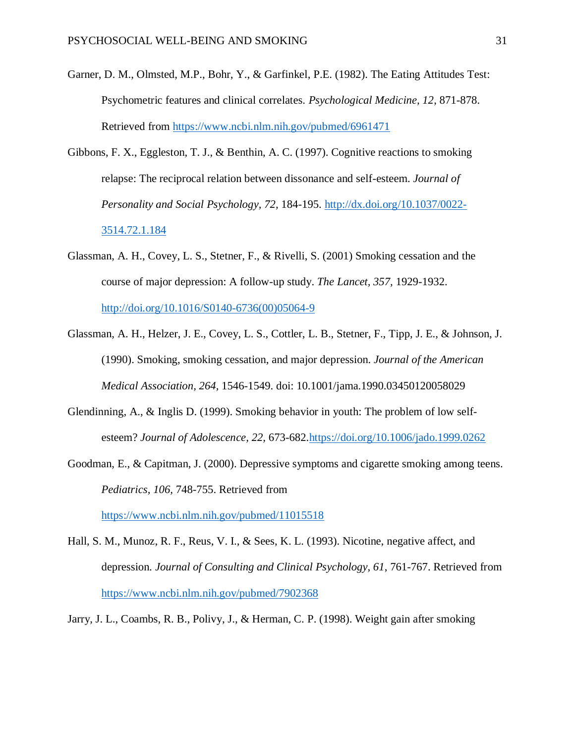Garner, D. M., Olmsted, M.P., Bohr, Y., & Garfinkel, P.E. (1982). The Eating Attitudes Test: Psychometric features and clinical correlates. *Psychological Medicine*, *12*, 871-878. Retrieved from https://www.ncbi.nlm.nih.gov/pubmed/6961471

Gibbons, F. X., Eggleston, T. J., & Benthin, A. C. (1997). Cognitive reactions to smoking relapse: The reciprocal relation between dissonance and self-esteem. *Journal of Personality and Social Psychology, 72,* 184-195. http://dx.doi.org/10.1037/0022-3514.72.1.184

Glassman, A. H., Covey, L. S., Stetner, F., & Rivelli, S. (2001) Smoking cessation and the course of major depression: A follow-up study. *The Lancet, 357,* 1929-1932. http://doi.org/10.1016/S0140-6736(00)05064-9

Glassman, A. H., Helzer, J. E., Covey, L. S., Cottler, L. B., Stetner, F., Tipp, J. E., & Johnson, J. (1990). Smoking, smoking cessation, and major depression. *Journal of the American Medical Association, 264,* 1546-1549. doi: 10.1001/jama.1990.03450120058029

Glendinning, A., & Inglis D. (1999). Smoking behavior in youth: The problem of low self-esteem? *Journal of Adolescence, 22,* 673-682.https://doi.org/10.1006/jado.1999.0262

Goodman, E., & Capitman, J. (2000). Depressive symptoms and cigarette smoking among teens. *Pediatrics, 106,* 748-755. Retrieved from https://www.ncbi.nlm.nih.gov/pubmed/11015518

Hall, S. M., Munoz, R. F., Reus, V. I., & Sees, K. L. (1993). Nicotine, negative affect, and depression. *Journal of Consulting and Clinical Psychology, 61*, 761-767. Retrieved from https://www.ncbi.nlm.nih.gov/pubmed/7902368

Jarry, J. L., Coambs, R. B., Polivy, J., & Herman, C. P. (1998). Weight gain after smoking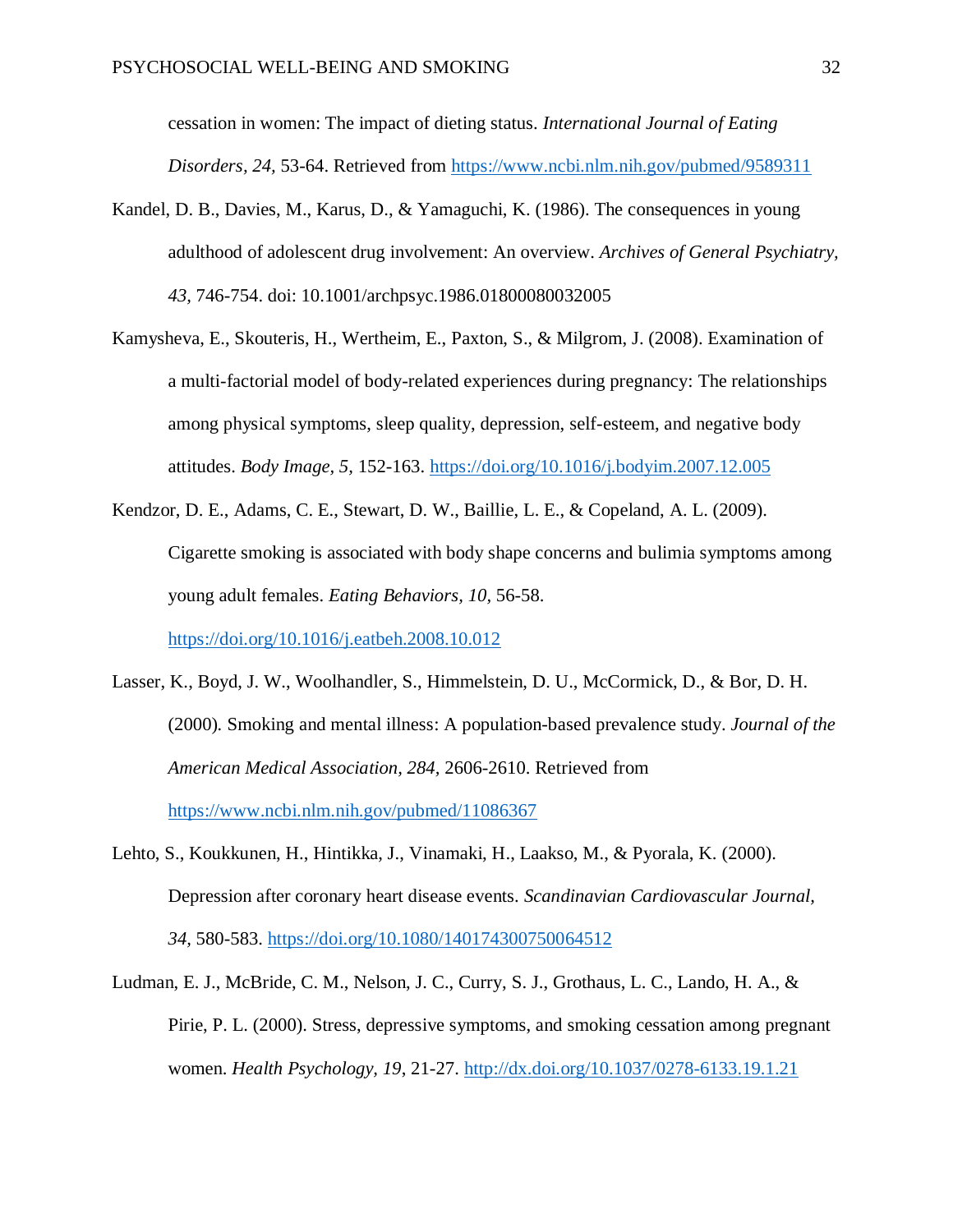cessation in women: The impact of dieting status. *International Journal of Eating Disorders, 24,* 53-64. Retrieved from https://www.ncbi.nlm.nih.gov/pubmed/9589311

Kandel, D. B., Davies, M., Karus, D., & Yamaguchi, K. (1986). The consequences in young adulthood of adolescent drug involvement: An overview. *Archives of General Psychiatry, 43,* 746-754. doi: 10.1001/archpsyc.1986.01800080032005

Kamysheva, E., Skouteris, H., Wertheim, E., Paxton, S., & Milgrom, J. (2008). Examination of a multi-factorial model of body-related experiences during pregnancy: The relationships among physical symptoms, sleep quality, depression, self-esteem, and negative body attitudes. *Body Image, 5,* 152-163. https://doi.org/10.1016/j.bodyim.2007.12.005

Kendzor, D. E., Adams, C. E., Stewart, D. W., Baillie, L. E., & Copeland, A. L. (2009). Cigarette smoking is associated with body shape concerns and bulimia symptoms among young adult females. *Eating Behaviors, 10,* 56-58. https://doi.org/10.1016/j.eatbeh.2008.10.012

Lasser, K., Boyd, J. W., Woolhandler, S., Himmelstein, D. U., McCormick, D., & Bor, D. H. (2000). Smoking and mental illness: A population-based prevalence study. *Journal of the American Medical Association, 284,* 2606-2610. Retrieved from https://www.ncbi.nlm.nih.gov/pubmed/11086367

Lehto, S., Koukkunen, H., Hintikka, J., Vinamaki, H., Laakso, M., & Pyorala, K. (2000). Depression after coronary heart disease events. *Scandinavian Cardiovascular Journal, 34,* 580-583. https://doi.org/10.1080/140174300750064512

Ludman, E. J., McBride, C. M., Nelson, J. C., Curry, S. J., Grothaus, L. C., Lando, H. A., & Pirie, P. L. (2000). Stress, depressive symptoms, and smoking cessation among pregnant women. *Health Psychology*, *19*, 21-27. http://dx.doi.org/10.1037/0278-6133.19.1.21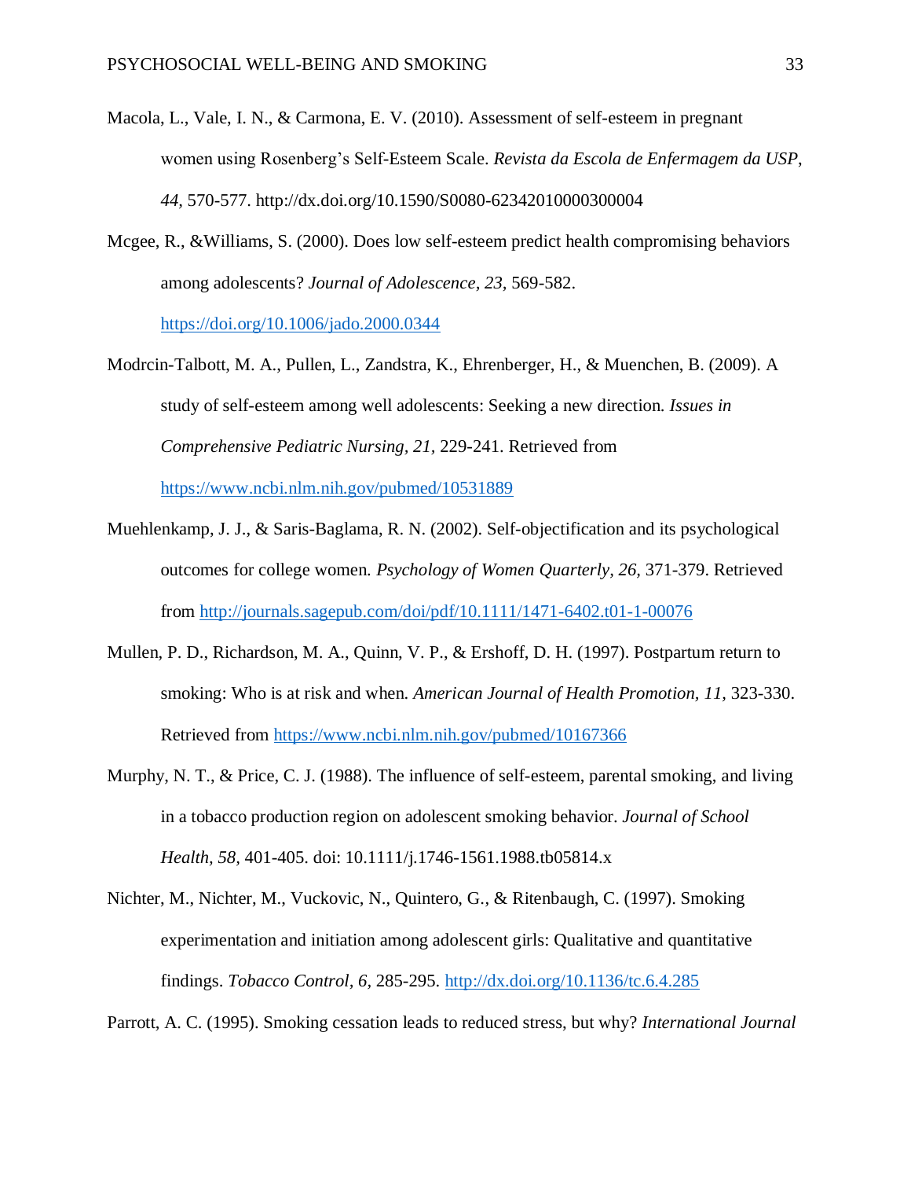Macola, L., Vale, I. N., & Carmona, E. V. (2010). Assessment of self-esteem in pregnant women using Rosenberg's Self-Esteem Scale. *Revista da Escola de Enfermagem da USP, 44,* 570-577. http://dx.doi.org/10.1590/S0080-62342010000300004

Mcgee, R., &Williams, S. (2000). Does low self-esteem predict health compromising behaviors among adolescents? *Journal of Adolescence, 23,* 569-582. https://doi.org/10.1006/jado.2000.0344

Modrcin-Talbott, M. A., Pullen, L., Zandstra, K., Ehrenberger, H., & Muenchen, B. (2009). A study of self-esteem among well adolescents: Seeking a new direction. *Issues in Comprehensive Pediatric Nursing, 21,* 229-241. Retrieved from https://www.ncbi.nlm.nih.gov/pubmed/10531889

Muehlenkamp, J. J., & Saris-Baglama, R. N. (2002). Self-objectification and its psychological outcomes for college women. *Psychology of Women Quarterly, 26,* 371-379. Retrieved from http://journals.sagepub.com/doi/pdf/10.1111/1471-6402.t01-1-00076

Mullen, P. D., Richardson, M. A., Quinn, V. P., & Ershoff, D. H. (1997). Postpartum return to smoking: Who is at risk and when. *American Journal of Health Promotion, 11,* 323-330. Retrieved from https://www.ncbi.nlm.nih.gov/pubmed/10167366

Murphy, N. T., & Price, C. J. (1988). The influence of self-esteem, parental smoking, and living in a tobacco production region on adolescent smoking behavior. *Journal of School Health, 58,* 401-405. doi: 10.1111/j.1746-1561.1988.tb05814.x

Nichter, M., Nichter, M., Vuckovic, N., Quintero, G., & Ritenbaugh, C. (1997). Smoking experimentation and initiation among adolescent girls: Qualitative and quantitative findings. *Tobacco Control, 6,* 285-295. http://dx.doi.org/10.1136/tc.6.4.285

Parrott, A. C. (1995). Smoking cessation leads to reduced stress, but why? *International Journal*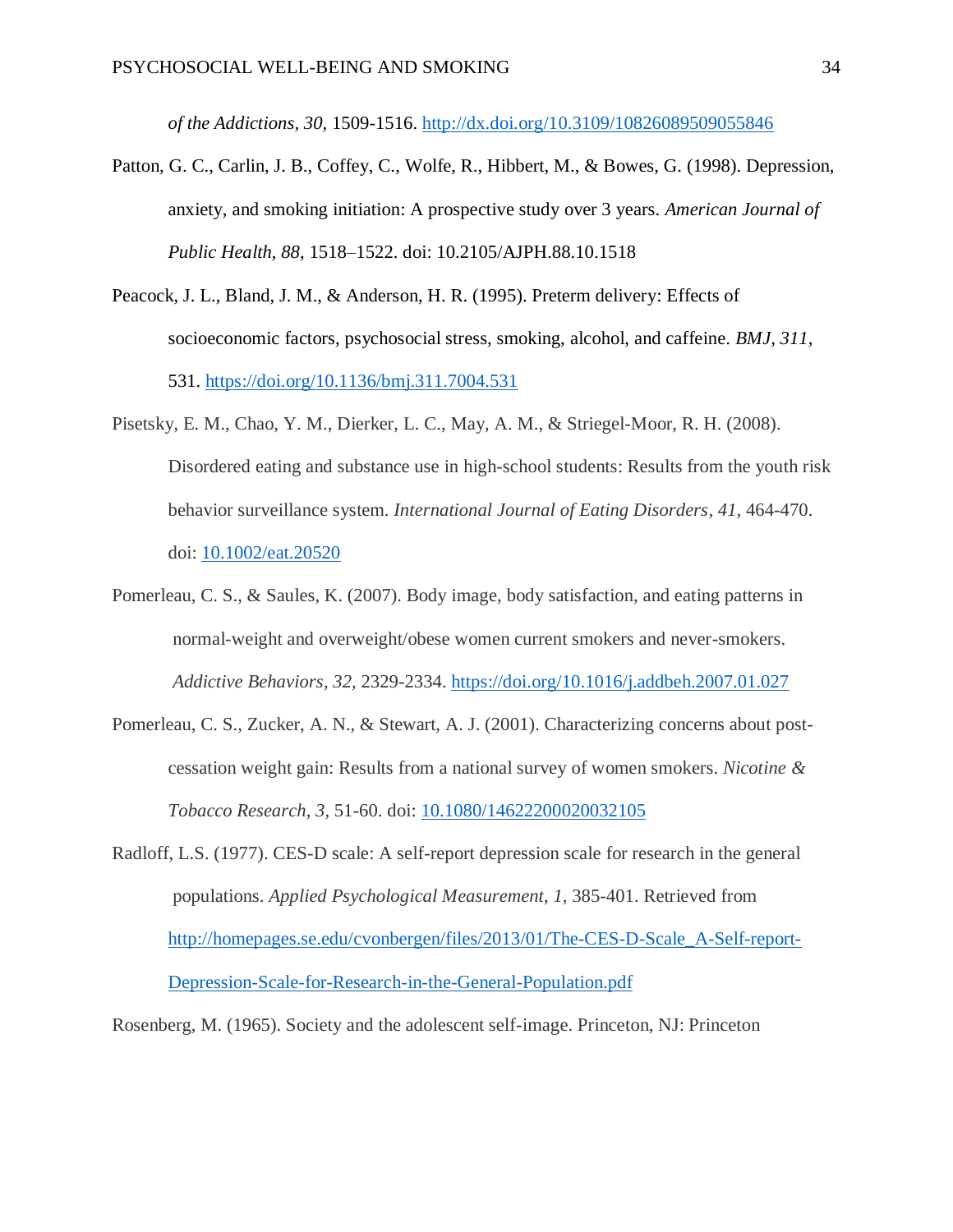*of the Addictions, 30,* 1509-1516. http://dx.doi.org/10.3109/10826089509055846

Patton, G. C., Carlin, J. B., Coffey, C., Wolfe, R., Hibbert, M., & Bowes, G. (1998). Depression, anxiety, and smoking initiation: A prospective study over 3 years. *American Journal of Public Health, 88,* 1518–1522. doi: 10.2105/AJPH.88.10.1518

Peacock, J. L., Bland, J. M., & Anderson, H. R. (1995). Preterm delivery: Effects of socioeconomic factors, psychosocial stress, smoking, alcohol, and caffeine. *BMJ, 311,* 531. https://doi.org/10.1136/bmj.311.7004.531

Pisetsky, E. M., Chao, Y. M., Dierker, L. C., May, A. M., & Striegel-Moor, R. H. (2008). Disordered eating and substance use in high-school students: Results from the youth risk behavior surveillance system. *International Journal of Eating Disorders*, *41*, 464-470. doi: 10.1002/eat.20520

Pomerleau, C. S., & Saules, K. (2007). Body image, body satisfaction, and eating patterns in normal-weight and overweight/obese women current smokers and never-smokers. *Addictive Behaviors, 32,* 2329-2334. https://doi.org/10.1016/j.addbeh.2007.01.027

Pomerleau, C. S., Zucker, A. N., & Stewart, A. J. (2001). Characterizing concerns about post-cessation weight gain: Results from a national survey of women smokers. *Nicotine & Tobacco Research*, *3,* 51-60. doi: 10.1080/14622200020032105

Radloff, L.S. (1977). CES-D scale: A self-report depression scale for research in the general populations. *Applied Psychological Measurement*, *1*, 385-401. Retrieved from http://homepages.se.edu/cvonbergen/files/2013/01/The-CES-D-Scale_A-Self-report-Depression-Scale-for-Research-in-the-General-Population.pdf

Rosenberg, M. (1965). Society and the adolescent self-image. Princeton, NJ: Princeton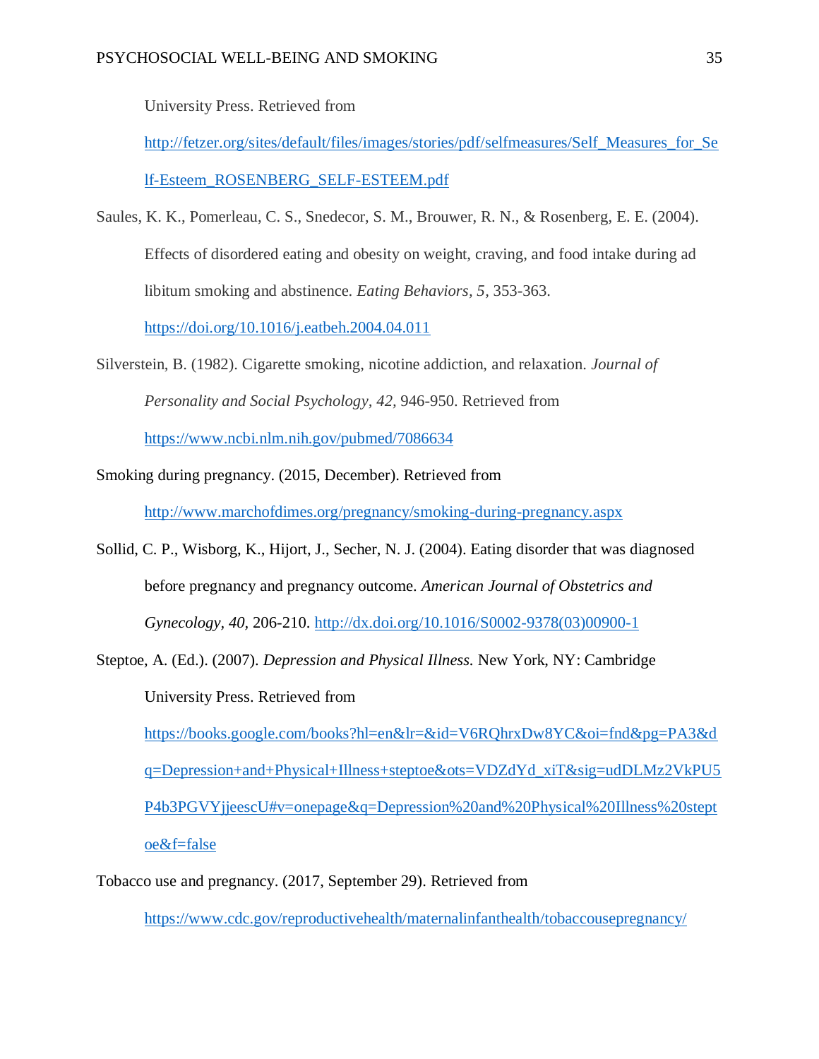University Press. Retrieved from http://fetzer.org/sites/default/files/images/stories/pdf/selfmeasures/Self_Measures_for_Self-Esteem_ROSENBERG_SELF-ESTEEM.pdf

Saules, K. K., Pomerleau, C. S., Snedecor, S. M., Brouwer, R. N., & Rosenberg, E. E. (2004). Effects of disordered eating and obesity on weight, craving, and food intake during ad libitum smoking and abstinence. *Eating Behaviors, 5*, 353-363. https://doi.org/10.1016/j.eatbeh.2004.04.011

Silverstein, B. (1982). Cigarette smoking, nicotine addiction, and relaxation. *Journal of Personality and Social Psychology, 42,* 946-950. Retrieved from https://www.ncbi.nlm.nih.gov/pubmed/7086634

Smoking during pregnancy. (2015, December). Retrieved from http://www.marchofdimes.org/pregnancy/smoking-during-pregnancy.aspx

Sollid, C. P., Wisborg, K., Hijort, J., Secher, N. J. (2004). Eating disorder that was diagnosed before pregnancy and pregnancy outcome. *American Journal of Obstetrics and Gynecology, 40*, 206-210. http://dx.doi.org/10.1016/S0002-9378(03)00900-1

Steptoe, A. (Ed.). (2007). *Depression and Physical Illness.* New York, NY: Cambridge University Press. Retrieved from https://books.google.com/books?hl=en&lr=&id=V6RQhrxDw8YC&oi=fnd&pg=PA3&dq=Depression+and+Physical+Illness+steptoe&ots=VDZdYd_xiT&sig=udDLMz2VkPU5P4b3PGVYjjeescU#v=onepage&q=Depression%20and%20Physical%20Illness%20steptoe&f=false

Tobacco use and pregnancy. (2017, September 29). Retrieved from https://www.cdc.gov/reproductivehealth/maternalinfanthealth/tobaccousepregnancy/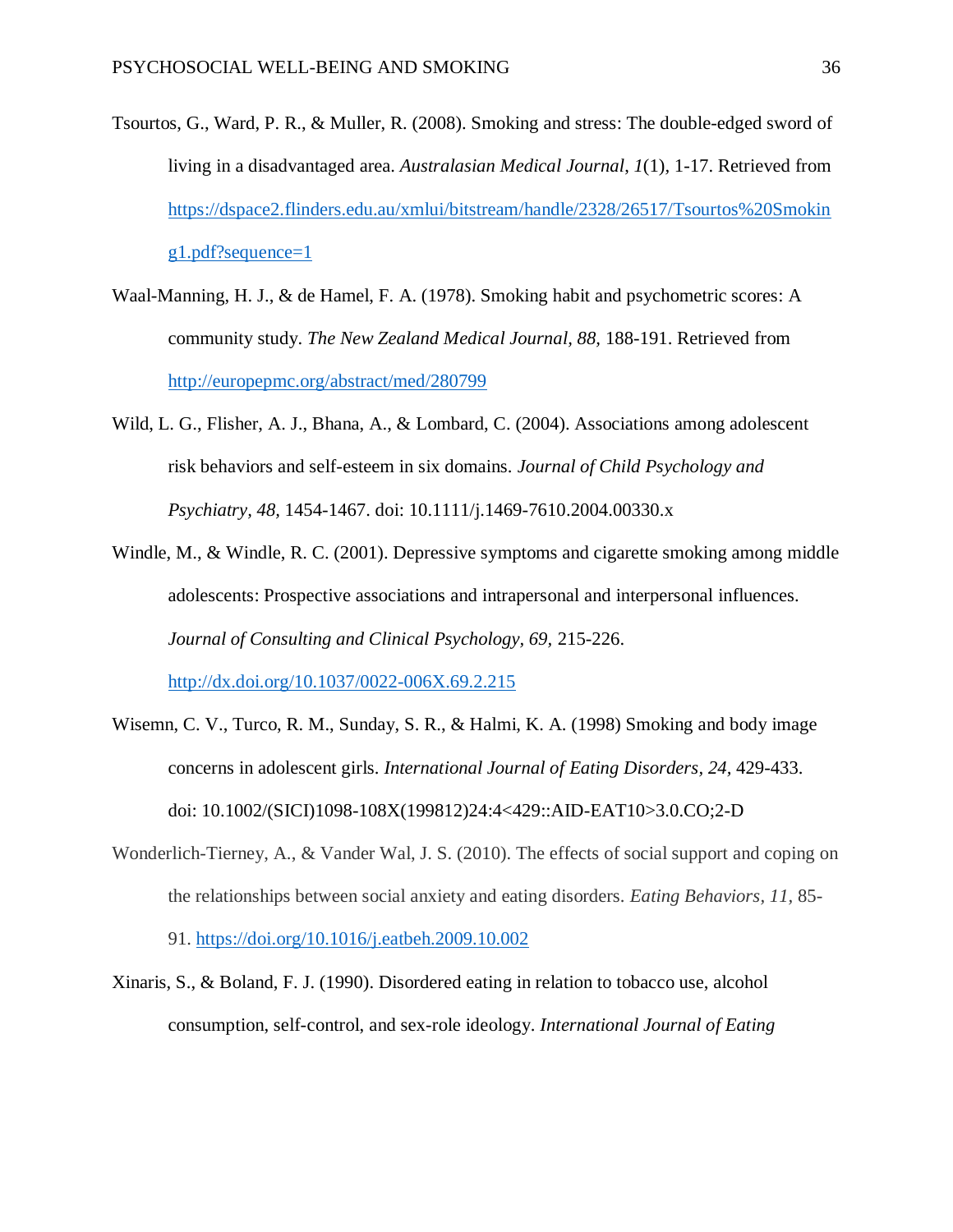Tsourtos, G., Ward, P. R., & Muller, R. (2008). Smoking and stress: The double-edged sword of living in a disadvantaged area. *Australasian Medical Journal*, *1*(1), 1-17. Retrieved from https://dspace2.flinders.edu.au/xmlui/bitstream/handle/2328/26517/Tsourtos%20Smoking1.pdf?sequence=1

Waal-Manning, H. J., & de Hamel, F. A. (1978). Smoking habit and psychometric scores: A community study. *The New Zealand Medical Journal*, *88*, 188-191. Retrieved from http://europepmc.org/abstract/med/280799

Wild, L. G., Flisher, A. J., Bhana, A., & Lombard, C. (2004). Associations among adolescent risk behaviors and self-esteem in six domains. *Journal of Child Psychology and Psychiatry*, *48*, 1454-1467. doi: 10.1111/j.1469-7610.2004.00330.x

Windle, M., & Windle, R. C. (2001). Depressive symptoms and cigarette smoking among middle adolescents: Prospective associations and intrapersonal and interpersonal influences. *Journal of Consulting and Clinical Psychology*, *69*, 215-226. http://dx.doi.org/10.1037/0022-006X.69.2.215

Wisemn, C. V., Turco, R. M., Sunday, S. R., & Halmi, K. A. (1998) Smoking and body image concerns in adolescent girls. *International Journal of Eating Disorders*, *24*, 429-433. doi: 10.1002/(SICI)1098-108X(199812)24:4<429::AID-EAT10>3.0.CO;2-D

Wonderlich-Tierney, A., & Vander Wal, J. S. (2010). The effects of social support and coping on the relationships between social anxiety and eating disorders. *Eating Behaviors*, *11*, 85-91. https://doi.org/10.1016/j.eatbeh.2009.10.002

Xinaris, S., & Boland, F. J. (1990). Disordered eating in relation to tobacco use, alcohol consumption, self-control, and sex-role ideology. *International Journal of Eating*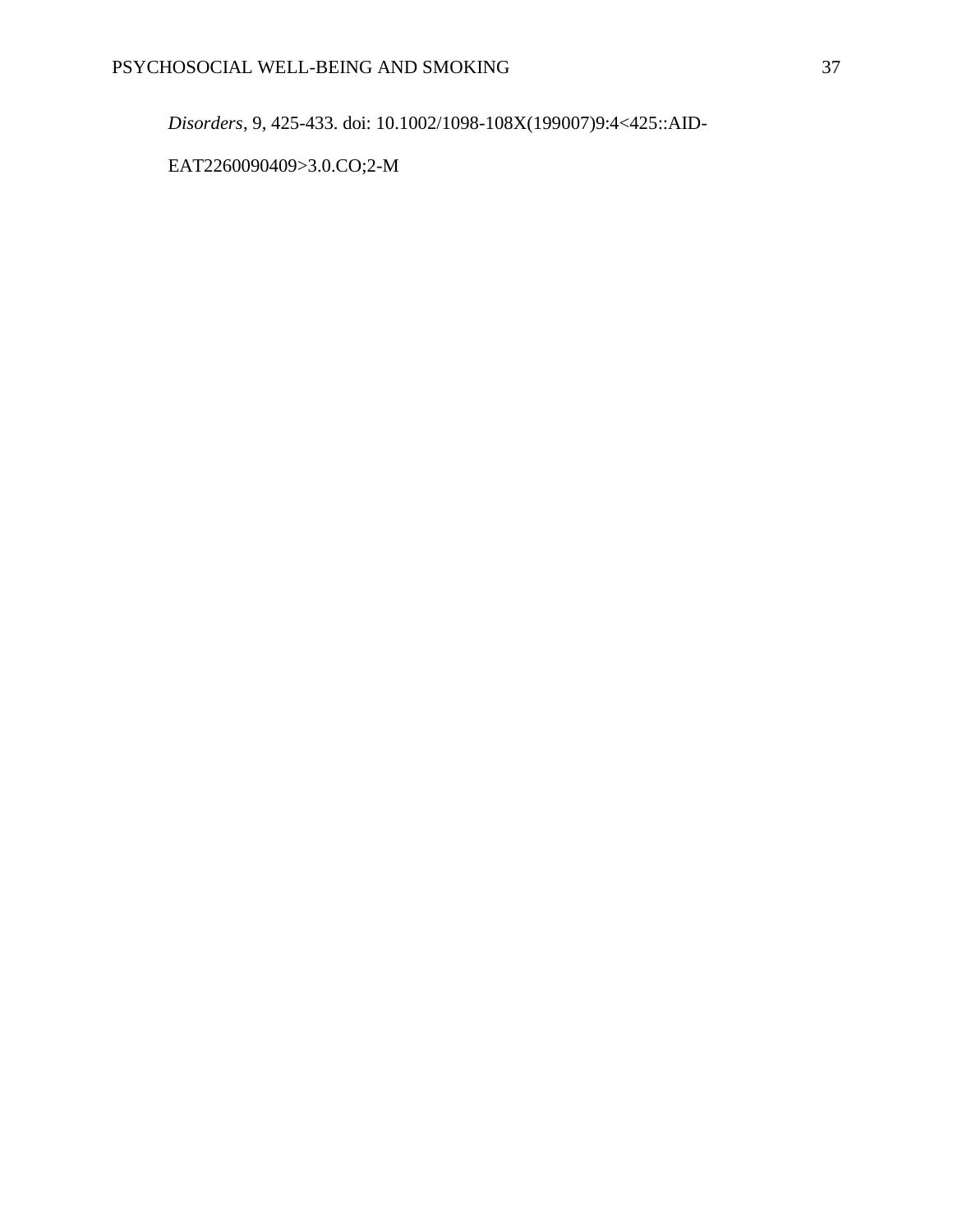*Disorders*, 9, 425-433. doi: 10.1002/1098-108X(199007)9:4<425::AID-EAT2260090409>3.0.CO;2-M